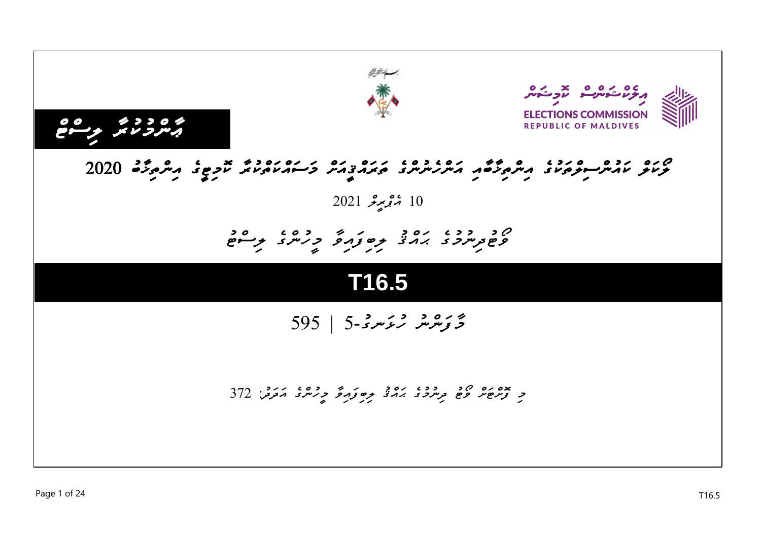ELECTIONS COMMISSION
REPUBLIC OF MALDIVES

ބިސްމިﷲ ހިރަޙްމާނިރަޙީމް

އިލެކްޝަންސް ކޮމިޝަން

# އަންގުމުގެ ލިސްޓު

## ލޯކަލް ކައުންސިލްތަކުގެ އިންތިޚާބާއި އަންހެނުންގެ ތަރައްޤީއަށް މަސައްކަތްކުރާ ކޮމިޓީގެ އިންތިޚާބު 2020

10 އެޕްރީލް 2021

### ވޯޓުދިނުމުގެ ހައްޤު ލިބިފައިވާ މީހުންގެ ލިސްޓު

# T16.5

## މާފަންނު ހުޅަނގު-5 | 595

މި ފޮނޓުގައި ވޯޓު ދިނުމުގެ ހައްޤު ލިބިފައިވާ މީހުންގެ އަދަދު: 372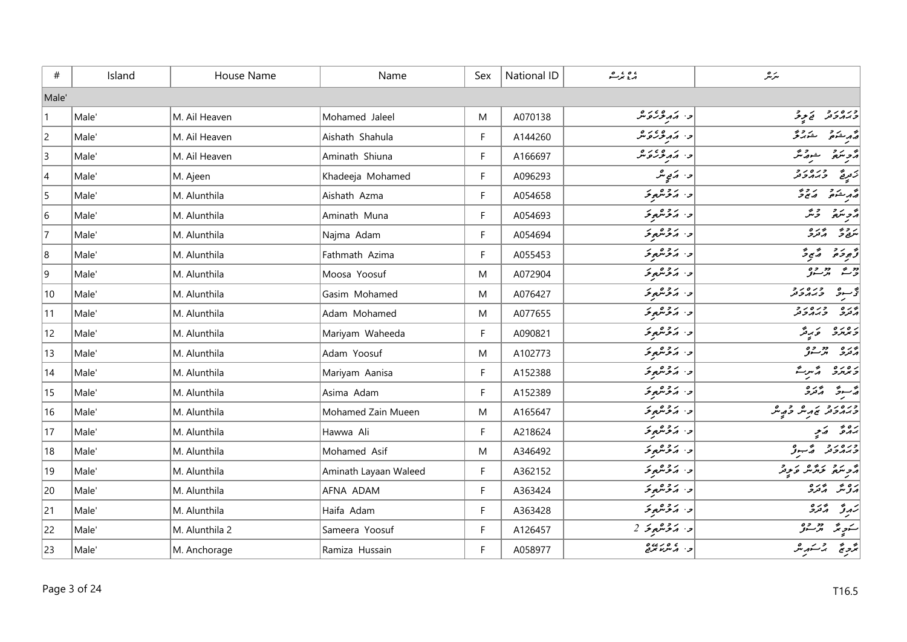| # | Island | House Name | Name | Sex | National ID | ދާއިރާ | ނަން |
|---|---|---|---|---|---|---|---|
| Male' | | | | | | | |
| 1 | Male' | M. Ail Heaven | Mohamed Jaleel | M | A070138 | މ. އައިލްހެވަން | މުހައްމަދު ޖަލީލް |
| 2 | Male' | M. Ail Heaven | Aishath Shahula | F | A144260 | މ. އައިލްހެވަން | އައިޝަތު ޝަހުލާ |
| 3 | Male' | M. Ail Heaven | Aminath Shiuna | F | A166697 | މ. އައިލްހެވަން | އާމިނަތު ޝިއުނާ |
| 4 | Male' | M. Ajeen | Khadeeja Mohamed | F | A096293 | މ. އަޖީން | ޚަދީޖާ މުހައްމަދު |
| 5 | Male' | M. Aluntila | Aishath Azma | F | A054658 | މ. އަލުންތިލަ | އައިޝަތު އަޒްމާ |
| 6 | Male' | M. Aluntila | Aminath Muna | F | A054693 | މ. އަލުންތިލަ | އާމިނަތު މުނާ |
| 7 | Male' | M. Aluntila | Najma Adam | F | A054694 | މ. އަލުންތިލަ | ނަޖްމާ އާދަމް |
| 8 | Male' | M. Aluntila | Fathmath Azima | F | A055453 | މ. އަލުންތިލަ | ފާތިމަތު އާޒިމާ |
| 9 | Male' | M. Aluntila | Moosa Yoosuf | M | A072904 | މ. އަލުންތިލަ | މޫސާ ޔޫސުފް |
| 10 | Male' | M. Aluntila | Gasim Mohamed | M | A076427 | މ. އަލުންތިލަ | ޤާސިމް މުހައްމަދު |
| 11 | Male' | M. Aluntila | Adam Mohamed | M | A077655 | މ. އަލުންތިލަ | އާދަމް މުހައްމަދު |
| 12 | Male' | M. Aluntila | Mariyam Waheeda | F | A090821 | މ. އަލުންތިލަ | މަރިޔަމް ވަޙީދާ |
| 13 | Male' | M. Aluntila | Adam Yoosuf | M | A102773 | މ. އަލުންތިލަ | އާދަމް ޔޫސުފް |
| 14 | Male' | M. Aluntila | Mariyam Aanisa | F | A152388 | މ. އަލުންތިލަ | މަރިޔަމް އާނިސާ |
| 15 | Male' | M. Aluntila | Asima Adam | F | A152389 | މ. އަލުންތިލަ | އާސިމާ އާދަމް |
| 16 | Male' | M. Aluntila | Mohamed Zain Mueen | M | A165647 | މ. އަލުންތިލަ | މުހައްމަދު ޒައިން މުޢީން |
| 17 | Male' | M. Aluntila | Hawwa Ali | F | A218624 | މ. އަލުންތިލަ | ހައްވާ ޢަލީ |
| 18 | Male' | M. Aluntila | Mohamed Asif | M | A346492 | މ. އަލުންތިލަ | މުހައްމަދު އާސިފް |
| 19 | Male' | M. Aluntila | Aminath Layaan Waleed | F | A362152 | މ. އަލުންތިލަ | އާމިނަތު ލަޔާން ވަލީދު |
| 20 | Male' | M. Aluntila | AFNA ADAM | F | A363424 | މ. އަލުންތިލަ | އަފްނާ އާދަމް |
| 21 | Male' | M. Aluntila | Haifa Adam | F | A363428 | މ. އަލުންތިލަ | ހައިފާ އާދަމް |
| 22 | Male' | M. Aluntila 2 | Sameera Yoosuf | F | A126457 | މ. އަލުންތިލަ 2 | ސަމީރާ ޔޫސުފް |
| 23 | Male' | M. Anchorage | Ramiza Hussain | F | A058977 | މ. އެންކަރޭޖް | ރާމިޒާ ހުސައިން |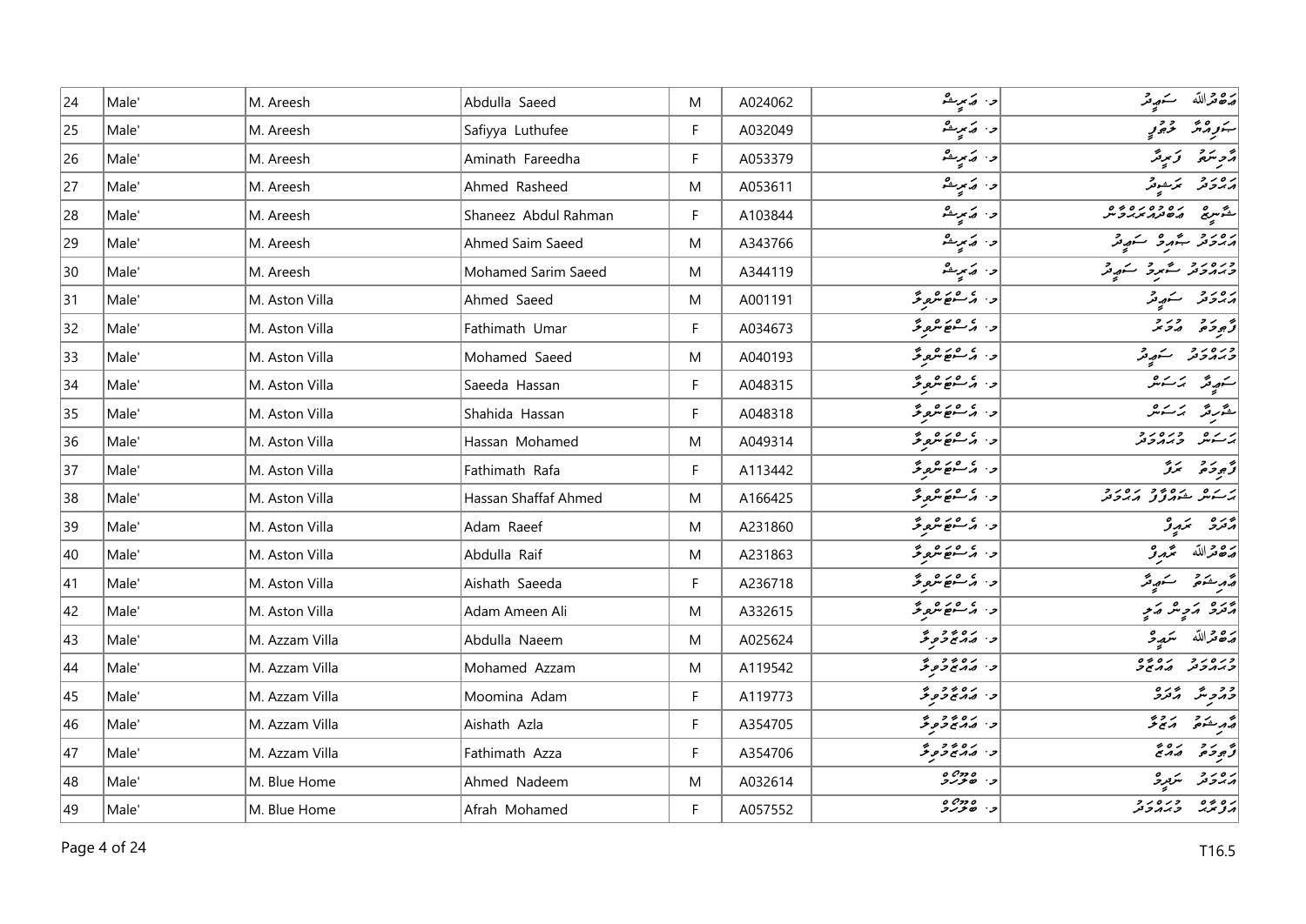| 24 | Male' | M. Areesh | Abdulla Saeed | M | A024062 | މ. އަރީޝް | އަބްދުﷲ ސަޢީދު |
|---|---|---|---|---|---|---|---|
| 25 | Male' | M. Areesh | Safiyya Luthufee | F | A032049 | މ. އަރީޝް | ސަފިއްޔާ ލުތުފީ |
| 26 | Male' | M. Areesh | Aminath Fareedha | F | A053379 | މ. އަރީޝް | އާމިނަތު ފަރީދާ |
| 27 | Male' | M. Areesh | Ahmed Rasheed | M | A053611 | މ. އަރީޝް | އަހްމަދު ރަޝީދު |
| 28 | Male' | M. Areesh | Shaneez Abdul Rahman | F | A103844 | މ. އަރީޝް | ޝަނީޒް އަބްދުއްރަޙްމާން |
| 29 | Male' | M. Areesh | Ahmed Saim Saeed | M | A343766 | މ. އަރީޝް | އަހްމަދު ސާއިމް ސަޢީދު |
| 30 | Male' | M. Areesh | Mohamed Sarim Saeed | M | A344119 | މ. އަރީޝް | މުޙައްމަދު ސާރިމް ސަޢީދު |
| 31 | Male' | M. Aston Villa | Ahmed Saeed | M | A001191 | މ. އެސްޓަންވިލާ | އަހްމަދު ސަޢީދު |
| 32 | Male' | M. Aston Villa | Fathimath Umar | F | A034673 | މ. އެސްޓަންވިލާ | ފާތިމަތު އުމަރު |
| 33 | Male' | M. Aston Villa | Mohamed Saeed | M | A040193 | މ. އެސްޓަންވިލާ | މުޙައްމަދު ސަޢީދު |
| 34 | Male' | M. Aston Villa | Saeeda Hassan | F | A048315 | މ. އެސްޓަންވިލާ | ސަޢީދާ ޙަސަން |
| 35 | Male' | M. Aston Villa | Shahida Hassan | F | A048318 | މ. އެސްޓަންވިލާ | ޝާހިދާ ޙަސަން |
| 36 | Male' | M. Aston Villa | Hassan Mohamed | M | A049314 | މ. އެސްޓަންވިލާ | ޙަސަން މުޙައްމަދު |
| 37 | Male' | M. Aston Villa | Fathimath Rafa | F | A113442 | މ. އެސްޓަންވިލާ | ފާތިމަތު ރަފާ |
| 38 | Male' | M. Aston Villa | Hassan Shaffaf Ahmed | M | A166425 | މ. އެސްޓަންވިލާ | ޙަސަން ޝައްފާފު އަހްމަދު |
| 39 | Male' | M. Aston Villa | Adam Raeef | M | A231860 | މ. އެސްޓަންވިލާ | އާދަމް ރައީފު |
| 40 | Male' | M. Aston Villa | Abdulla Raif | M | A231863 | މ. އެސްޓަންވިލާ | އަބްދުﷲ ރާއިފު |
| 41 | Male' | M. Aston Villa | Aishath Saeeda | F | A236718 | މ. އެސްޓަންވިލާ | އާއިޝަތު ސަޢީދާ |
| 42 | Male' | M. Aston Villa | Adam Ameen Ali | M | A332615 | މ. އެސްޓަންވިލާ | އާދަމް އަމީން އަލި |
| 43 | Male' | M. Azzam Villa | Abdulla Naeem | M | A025624 | މ. އައްޒާމްވިލާ | އަބްދުﷲ ނަޢީމް |
| 44 | Male' | M. Azzam Villa | Mohamed Azzam | M | A119542 | މ. އައްޒާމްވިލާ | މުޙައްމަދު އައްޒާމް |
| 45 | Male' | M. Azzam Villa | Moomina Adam | F | A119773 | މ. އައްޒާމްވިލާ | މޫމިނާ އާދަމް |
| 46 | Male' | M. Azzam Villa | Aishath Azla | F | A354705 | މ. އައްޒާމްވިލާ | އާއިޝަތު އަޒްލާ |
| 47 | Male' | M. Azzam Villa | Fathimath Azza | F | A354706 | މ. އައްޒާމްވިލާ | ފާތިމަތު އައްޒާ |
| 48 | Male' | M. Blue Home | Ahmed Nadeem | M | A032614 | މ. ބްލޫހޯމް | އަހްމަދު ނަދީމް |
| 49 | Male' | M. Blue Home | Afrah Mohamed | F | A057552 | މ. ބްލޫހޯމް | އަފްރާހް މުޙައްމަދު |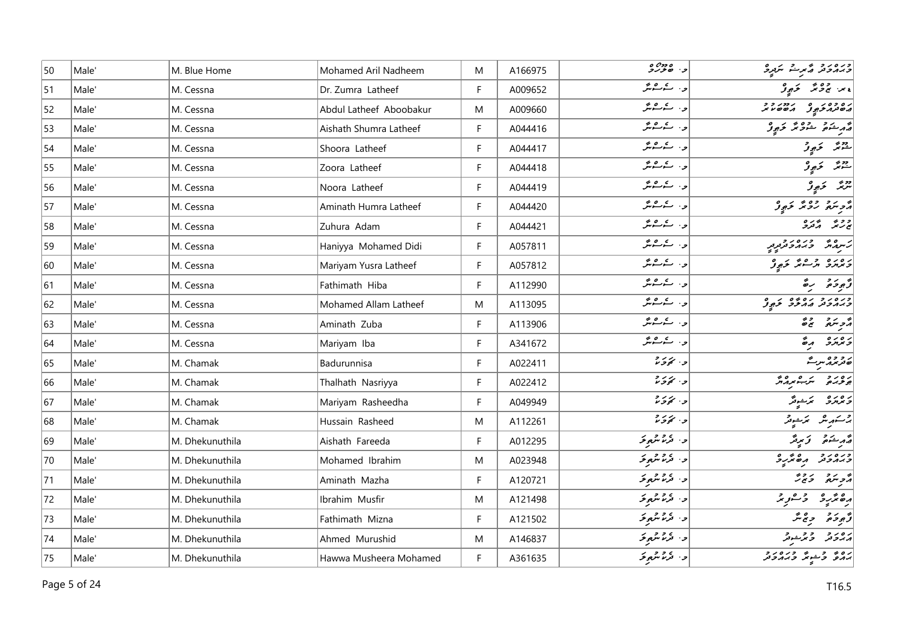| 50 | Male' | M. Blue Home | Mohamed Aril Nadheem | M | A166975 | މ. ބްލޫހޯމް | މުހައްމަދު އާރިލް ނަދީމް |
|---|---|---|---|---|---|---|---|
| 51 | Male' | M. Cessna | Dr. Zumra Latheef | F | A009652 | މ. ސެސްނާ | ޑރ. ޒުމްރާ ލަތީފް |
| 52 | Male' | M. Cessna | Abdul Latheef Aboobakur | M | A009660 | މ. ސެސްނާ | އަބްދުލްލަތީފް އަބޫބަކުރު |
| 53 | Male' | M. Cessna | Aishath Shumra Latheef | F | A044416 | މ. ސެސްނާ | އައިޝަތު ޝުމްރާ ލަތީފް |
| 54 | Male' | M. Cessna | Shoora Latheef | F | A044417 | މ. ސެސްނާ | ޝޫރާ ލަތީފް |
| 55 | Male' | M. Cessna | Zoora Latheef | F | A044418 | މ. ސެސްނާ | ޒޫރާ ލަތީފް |
| 56 | Male' | M. Cessna | Noora Latheef | F | A044419 | މ. ސެސްނާ | ނޫރާ ލަތީފް |
| 57 | Male' | M. Cessna | Aminath Humra Latheef | F | A044420 | މ. ސެސްނާ | އާމިނަތު ހުމްރާ ލަތީފް |
| 58 | Male' | M. Cessna | Zuhura Adam | F | A044421 | މ. ސެސްނާ | ޒުހުރާ އާދަމް |
| 59 | Male' | M. Cessna | Haniyya Mohamed Didi | F | A057811 | މ. ސެސްނާ | ހަނިއްޔާ މުހައްމަދުދީދީ |
| 60 | Male' | M. Cessna | Mariyam Yusra Latheef | F | A057812 | މ. ސެސްނާ | މަރިޔަމް ޔުސްރާ ލަތީފް |
| 61 | Male' | M. Cessna | Fathimath Hiba | F | A112990 | މ. ސެސްނާ | ފާތިމަތު ހިބާ |
| 62 | Male' | M. Cessna | Mohamed Allam Latheef | M | A113095 | މ. ސެސްނާ | މުހައްމަދު އައްލާމް ލަތީފް |
| 63 | Male' | M. Cessna | Aminath Zuba | F | A113906 | މ. ސެސްނާ | އާމިނަތު ޒުބާ |
| 64 | Male' | M. Cessna | Mariyam Iba | F | A341672 | މ. ސެސްނާ | މަރިޔަމް އިބާ |
| 65 | Male' | M. Chamak | Badurunnisa | F | A022411 | މ. ޗަމަކު | ބަދުރުއްނިސާ |
| 66 | Male' | M. Chamak | Thalhath Nasriyya | F | A022412 | މ. ޗަމަކު | ތަލްހަތު ނަސްރިއްޔާ |
| 67 | Male' | M. Chamak | Mariyam Rasheedha | F | A049949 | މ. ޗަމަކު | މަރިޔަމް ރަޝީދާ |
| 68 | Male' | M. Chamak | Hussain Rasheed | M | A112261 | މ. ޗަމަކު | ހުސައިން ރަޝީދު |
| 69 | Male' | M. Dhekunuthila | Aishath Fareeda | F | A012295 | މ. ދެކުނުތިލަ | އައިޝަތު ފަރީދާ |
| 70 | Male' | M. Dhekunuthila | Mohamed Ibrahim | M | A023948 | މ. ދެކުނުތިލަ | މުހައްމަދު އިބްރާހީމް |
| 71 | Male' | M. Dhekunuthila | Aminath Mazha | F | A120721 | މ. ދެކުނުތިލަ | އާމިނަތު މަޒްހާ |
| 72 | Male' | M. Dhekunuthila | Ibrahim Musfir | M | A121498 | މ. ދެކުނުތިލަ | އިބްރާހީމް މުސްފިރު |
| 73 | Male' | M. Dhekunuthila | Fathimath Mizna | F | A121502 | މ. ދެކުނުތިލަ | ފާތިމަތު މިޒްނާ |
| 74 | Male' | M. Dhekunuthila | Ahmed Murushid | M | A146837 | މ. ދެކުނުތިލަ | އަހުމަދު މުރުޝިދު |
| 75 | Male' | M. Dhekunuthila | Hawwa Musheera Mohamed | F | A361635 | މ. ދެކުނުތިލަ | ހައްވާ މުޝީރާ މުހައްމަދު |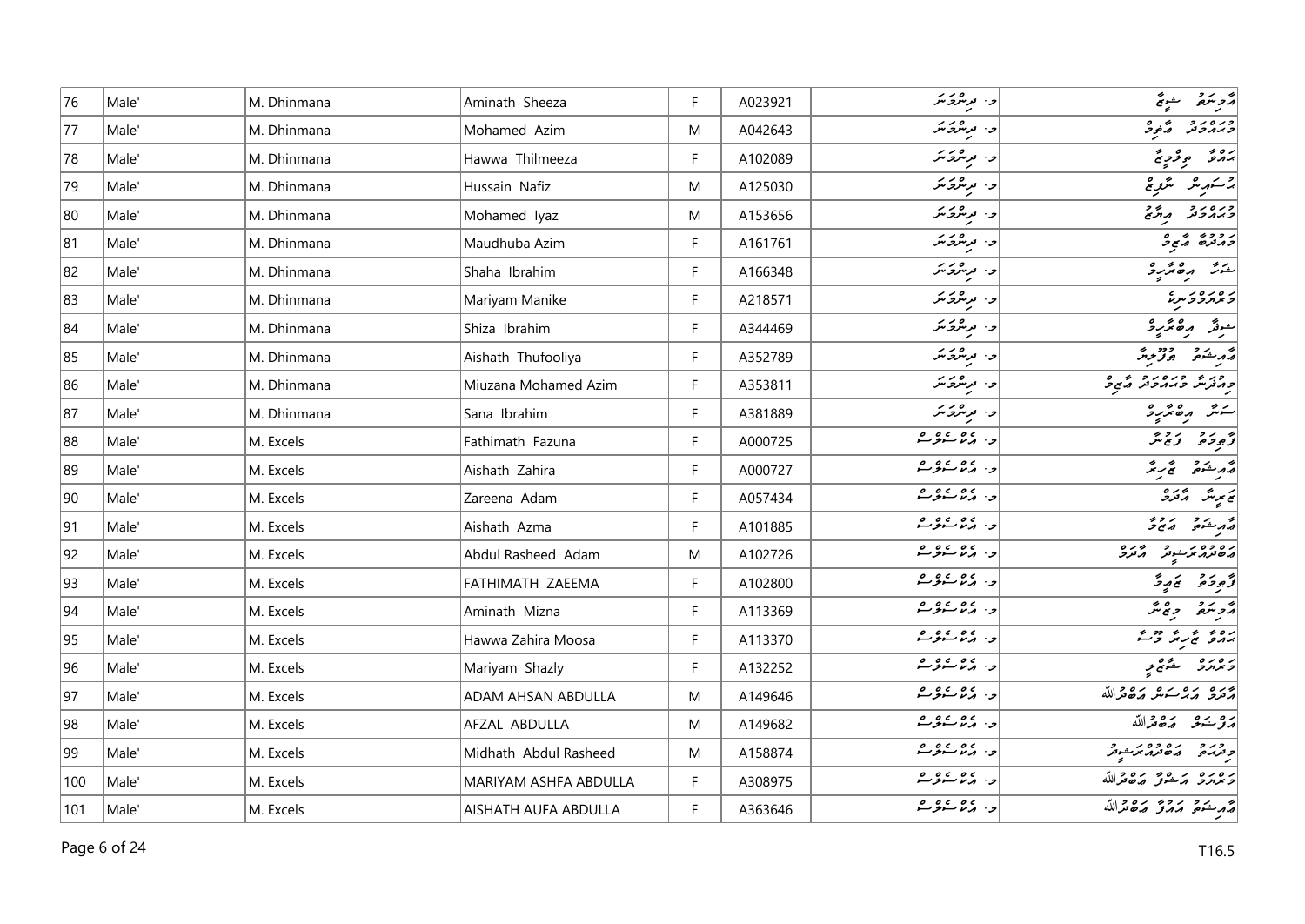| 76 | Male' | M. Dhinmana | Aminath Sheeza | F | A023921 | މ. ދިންމަނަ | އާމިނަތު ޝީޒާ |
|---|---|---|---|---|---|---|---|
| 77 | Male' | M. Dhinmana | Mohamed Azim | M | A042643 | މ. ދިންމަނަ | މުހައްމަދު އާޒިމް |
| 78 | Male' | M. Dhinmana | Hawwa Thilmeeza | F | A102089 | މ. ދިންމަނަ | ހައްވާ ތިލްމީޒާ |
| 79 | Male' | M. Dhinmana | Hussain Nafiz | M | A125030 | މ. ދިންމަނަ | ހުސައިން ނާފިޒް |
| 80 | Male' | M. Dhinmana | Mohamed Iyaz | M | A153656 | މ. ދިންމަނަ | މުހައްމަދު އިޔާޒް |
| 81 | Male' | M. Dhinmana | Maudhuba Azim | F | A161761 | މ. ދިންމަނަ | މައުދޫބާ އާޒިމް |
| 82 | Male' | M. Dhinmana | Shaha Ibrahim | F | A166348 | މ. ދިންމަނަ | ޝަހާ އިބްރާހިމް |
| 83 | Male' | M. Dhinmana | Mariyam Manike | F | A218571 | މ. ދިންމަނަ | މަރިޔަމްމަނިކެ |
| 84 | Male' | M. Dhinmana | Shiza Ibrahim | F | A344469 | މ. ދިންމަނަ | ޝިޒާ އިބްރާހިމް |
| 85 | Male' | M. Dhinmana | Aishath Thufooliya | F | A352789 | މ. ދިންމަނަ | އައިޝަތު ތުފޫލިޔާ |
| 86 | Male' | M. Dhinmana | Miuzana Mohamed Azim | F | A353811 | މ. ދިންމަނަ | މިއުޒަނާ މުހައްމަދު އާޒިމް |
| 87 | Male' | M. Dhinmana | Sana Ibrahim | F | A381889 | މ. ދިންމަނަ | ސަނާ އިބްރާހިމް |
| 88 | Male' | M. Excels | Fathimath Fazuna | F | A000725 | މ. އެކްސެލްސް | ފާތިމަތު ފަޒޫނާ |
| 89 | Male' | M. Excels | Aishath Zahira | F | A000727 | މ. އެކްސެލްސް | އައިޝަތު ޒާހިރާ |
| 90 | Male' | M. Excels | Zareena Adam | F | A057434 | މ. އެކްސެލްސް | ޒަރީނާ އާދަމް |
| 91 | Male' | M. Excels | Aishath Azma | F | A101885 | މ. އެކްސެލްސް | އައިޝަތު އަޒްމާ |
| 92 | Male' | M. Excels | Abdul Rasheed Adam | M | A102726 | މ. އެކްސެލްސް | އަބްދުއްރަޝީދު އާދަމް |
| 93 | Male' | M. Excels | FATHIMATH ZAEEMA | F | A102800 | މ. އެކްސެލްސް | ފާތިމަތު ޒަޢީމާ |
| 94 | Male' | M. Excels | Aminath Mizna | F | A113369 | މ. އެކްސެލްސް | އާމިނަތު މިޒްނާ |
| 95 | Male' | M. Excels | Hawwa Zahira Moosa | F | A113370 | މ. އެކްސެލްސް | ހައްވާ ޒާހިރާ މޫސާ |
| 96 | Male' | M. Excels | Mariyam Shazly | F | A132252 | މ. އެކްސެލްސް | މަރިޔަމް ޝާޒްލީ |
| 97 | Male' | M. Excels | ADAM AHSAN ABDULLA | M | A149646 | މ. އެކްސެލްސް | އާދަމް އަޙްސަން އަބްދުﷲ |
| 98 | Male' | M. Excels | AFZAL ABDULLA | M | A149682 | މ. އެކްސެލްސް | އަފްޟަލް އަބްދުﷲ |
| 99 | Male' | M. Excels | Midhath Abdul Rasheed | M | A158874 | މ. އެކްސެލްސް | މިދްހަތު އަބްދުއްރަޝީދު |
| 100 | Male' | M. Excels | MARIYAM ASHFA ABDULLA | F | A308975 | މ. އެކްސެލްސް | މަރިޔަމް އަޝްފާ އަބްދުﷲ |
| 101 | Male' | M. Excels | AISHATH AUFA ABDULLA | F | A363646 | މ. އެކްސެލްސް | އައިޝަތު އައުފާ އަބްދުﷲ |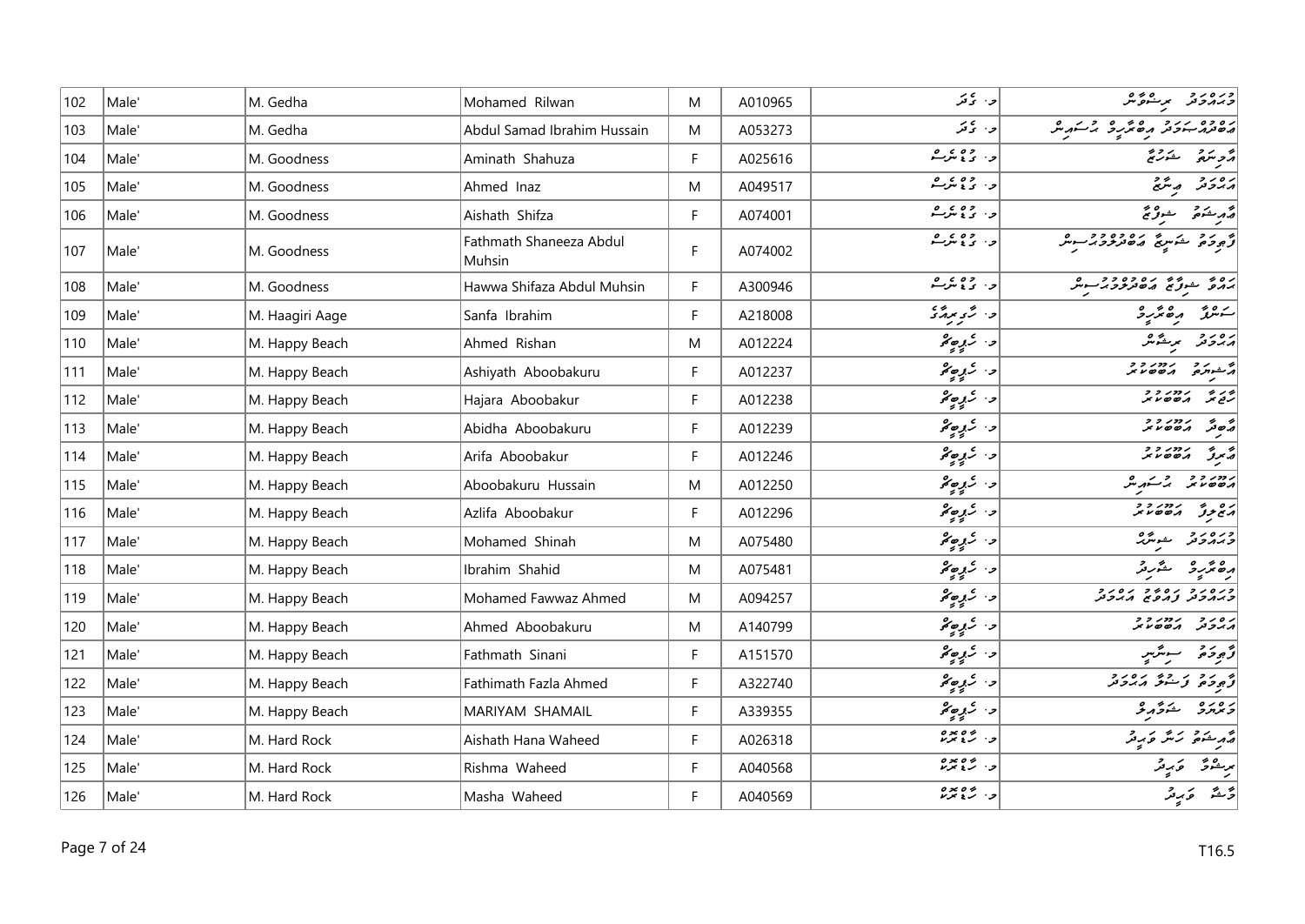| 102 | Male' | M. Gedha | Mohamed Rilwan | M | A010965 | މ. ގެދަ | މުހައްމަދު ރިލްވާން |
|---|---|---|---|---|---|---|---|
| 103 | Male' | M. Gedha | Abdul Samad Ibrahim Hussain | M | A053273 | މ. ގެދަ | އަބްދުއްސަމަދު އިބްރާހީމް ހުސައިން |
| 104 | Male' | M. Goodness | Aminath Shahuza | F | A025616 | މ. ގުޑްނެސް | އާމިނަތު ޝަހުޒާ |
| 105 | Male' | M. Goodness | Ahmed Inaz | M | A049517 | މ. ގުޑްނެސް | އަހުމަދު އިނާޒް |
| 106 | Male' | M. Goodness | Aishath Shifza | F | A074001 | މ. ގުޑްނެސް | އާއިޝަތު ޝިފްޒާ |
| 107 | Male' | M. Goodness | Fathmath Shaneeza Abdul Muhsin | F | A074002 | މ. ގުޑްނެސް | ފާތިމަތު ޝަނީޒާ އަބްދުލްމުހުސިން |
| 108 | Male' | M. Goodness | Hawwa Shifaza Abdul Muhsin | F | A300946 | މ. ގުޑްނެސް | ހައްވާ ޝިފާޒާ އަބްދުލްމުހުސިން |
| 109 | Male' | M. Haagiri Aage | Sanfa Ibrahim | F | A218008 | މ. ހާގިރިއާގެ | ސަންފާ އިބްރާހީމް |
| 110 | Male' | M. Happy Beach | Ahmed Rishan | M | A012224 | މ. ހެޕީބީޗް | އަހުމަދު ރިޝާން |
| 111 | Male' | M. Happy Beach | Ashiyath Aboobakuru | F | A012237 | މ. ހެޕީބީޗް | އާޝިޔަތު އަބޫބަކުރު |
| 112 | Male' | M. Happy Beach | Hajara Aboobakur | F | A012238 | މ. ހެޕީބީޗް | ހާޖަރާ އަބޫބަކުރު |
| 113 | Male' | M. Happy Beach | Abidha Aboobakuru | F | A012239 | މ. ހެޕީބީޗް | އާބިދާ އަބޫބަކުރު |
| 114 | Male' | M. Happy Beach | Arifa Aboobakur | F | A012246 | މ. ހެޕީބީޗް | އާރިފާ އަބޫބަކުރު |
| 115 | Male' | M. Happy Beach | Aboobakuru Hussain | M | A012250 | މ. ހެޕީބީޗް | އަބޫބަކުރު ހުސައިން |
| 116 | Male' | M. Happy Beach | Azlifa Aboobakur | F | A012296 | މ. ހެޕީބީޗް | އަޒްލިފާ އަބޫބަކުރު |
| 117 | Male' | M. Happy Beach | Mohamed Shinah | M | A075480 | މ. ހެޕީބީޗް | މުހައްމަދު ޝިނާހް |
| 118 | Male' | M. Happy Beach | Ibrahim Shahid | M | A075481 | މ. ހެޕީބީޗް | އިބްރާހީމް ޝާހިދު |
| 119 | Male' | M. Happy Beach | Mohamed Fawwaz Ahmed | M | A094257 | މ. ހެޕީބީޗް | މުހައްމަދު ފައްވާޒު އަހުމަދު |
| 120 | Male' | M. Happy Beach | Ahmed Aboobakuru | M | A140799 | މ. ހެޕީބީޗް | އަހުމަދު އަބޫބަކުރު |
| 121 | Male' | M. Happy Beach | Fathmath Sinani | F | A151570 | މ. ހެޕީބީޗް | ފާތިމަތު ސިނާނީ |
| 122 | Male' | M. Happy Beach | Fathimath Fazla Ahmed | F | A322740 | މ. ހެޕީބީޗް | ފާތިމަތު ފަޟްލާ އަހުމަދު |
| 123 | Male' | M. Happy Beach | MARIYAM SHAMAIL | F | A339355 | މ. ހެޕީބީޗް | މަރިޔަމް ޝަމާއިލް |
| 124 | Male' | M. Hard Rock | Aishath Hana Waheed | F | A026318 | މ. ހާޑްރޮކް | އާއިޝަތު ހަނާ ވަހީދު |
| 125 | Male' | M. Hard Rock | Rishma Waheed | F | A040568 | މ. ހާޑްރޮކް | ރިޝްމާ ވަހީދު |
| 126 | Male' | M. Hard Rock | Masha Waheed | F | A040569 | މ. ހާޑްރޮކް | މާޝާ ވަހީދު |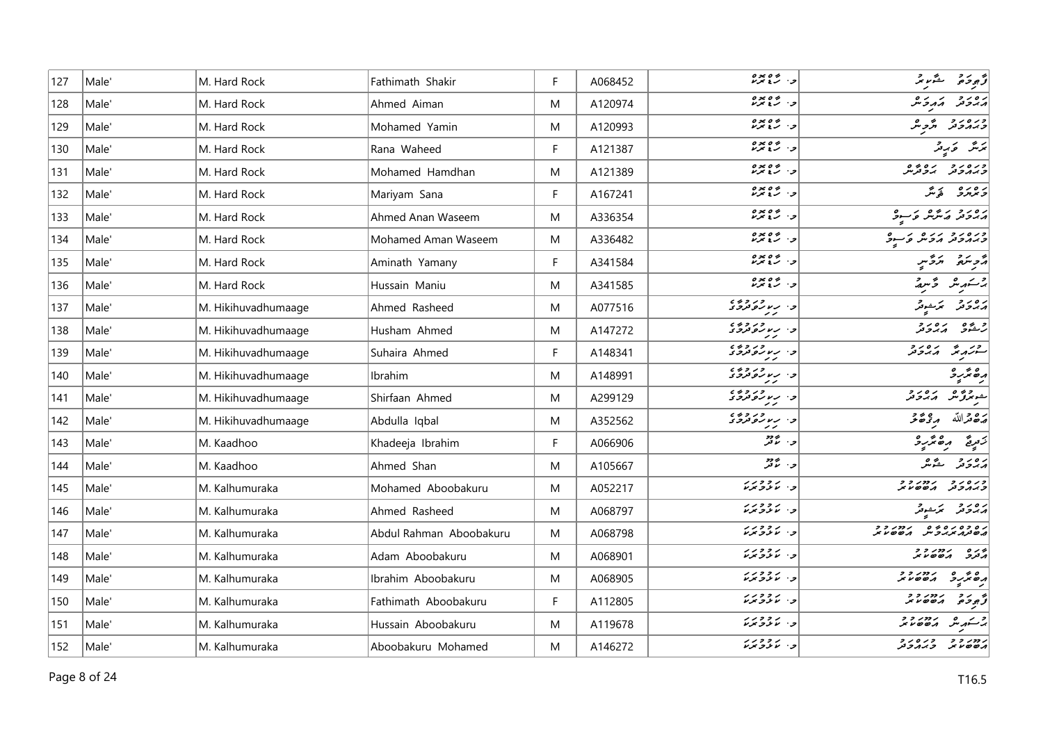| 127 | Male' | M. Hard Rock | Fathimath Shakir | F | A068452 | މ. ހާޑްރޮކް | ފާތިމަތު ޝާކިރު |
|---|---|---|---|---|---|---|---|
| 128 | Male' | M. Hard Rock | Ahmed Aiman | M | A120974 | މ. ހާޑްރޮކް | އަހުމަދު އައިމަން |
| 129 | Male' | M. Hard Rock | Mohamed Yamin | M | A120993 | މ. ހާޑްރޮކް | މުހައްމަދު ޔާމިން |
| 130 | Male' | M. Hard Rock | Rana Waheed | F | A121387 | މ. ހާޑްރޮކް | ރަނާ ވަހީދު |
| 131 | Male' | M. Hard Rock | Mohamed Hamdhan | M | A121389 | މ. ހާޑްރޮކް | މުހައްމަދު ހަމްދާން |
| 132 | Male' | M. Hard Rock | Mariyam Sana | F | A167241 | މ. ހާޑްރޮކް | މަރިޔަމް ސަނާ |
| 133 | Male' | M. Hard Rock | Ahmed Anan Waseem | M | A336354 | މ. ހާޑްރޮކް | އަހުމަދު އަނާން ވަސީމް |
| 134 | Male' | M. Hard Rock | Mohamed Aman Waseem | M | A336482 | މ. ހާޑްރޮކް | މުހައްމަދު އަމާން ވަސީމް |
| 135 | Male' | M. Hard Rock | Aminath Yamany | F | A341584 | މ. ހާޑްރޮކް | އާމިނަތު ޔަމާނީ |
| 136 | Male' | M. Hard Rock | Hussain Maniu | M | A341585 | މ. ހާޑްރޮކް | ޙުސައިން މާނިއު |
| 137 | Male' | M. Hikihuvadhumaage | Ahmed Rasheed | M | A077516 | މ. ހިކިހުވަދުމާގެ | އަހުމަދު ރަޝީދު |
| 138 | Male' | M. Hikihuvadhumaage | Husham Ahmed | M | A147272 | މ. ހިކިހުވަދުމާގެ | ހުޝާމް އަހުމަދު |
| 139 | Male' | M. Hikihuvadhumaage | Suhaira Ahmed | F | A148341 | މ. ހިކިހުވަދުމާގެ | ސުހައިރާ އަހުމަދު |
| 140 | Male' | M. Hikihuvadhumaage | Ibrahim | M | A148991 | މ. ހިކިހުވަދުމާގެ | އިބްރާހިމް |
| 141 | Male' | M. Hikihuvadhumaage | Shirfaan Ahmed | M | A299129 | މ. ހިކިހުވަދުމާގެ | ޝިރުފާން އަހުމަދު |
| 142 | Male' | M. Hikihuvadhumaage | Abdulla Iqbal | M | A352562 | މ. ހިކިހުވަދުމާގެ | އަބްދުﷲ އިޤްބާލް |
| 143 | Male' | M. Kaadhoo | Khadeeja Ibrahim | F | A066906 | މ. ކާދޫ | ހަދީޖާ އިބްރާހިމް |
| 144 | Male' | M. Kaadhoo | Ahmed Shan | M | A105667 | މ. ކާދޫ | އަހުމަދު ޝާން |
| 145 | Male' | M. Kalhumuraka | Mohamed Aboobakuru | M | A052217 | މ. ކަޅުމުރަކަ | މުހައްމަދު އަބޫބަކުރު |
| 146 | Male' | M. Kalhumuraka | Ahmed Rasheed | M | A068797 | މ. ކަޅުމުރަކަ | އަހުމަދު ރަޝީދު |
| 147 | Male' | M. Kalhumuraka | Abdul Rahman Aboobakuru | M | A068798 | މ. ކަޅުމުރަކަ | އަބްދުއްރަޙްމާން އަބޫބަކުރު |
| 148 | Male' | M. Kalhumuraka | Adam Aboobakuru | M | A068901 | މ. ކަޅުމުރަކަ | އާދަމް އަބޫބަކުރު |
| 149 | Male' | M. Kalhumuraka | Ibrahim Aboobakuru | M | A068905 | މ. ކަޅުމުރަކަ | އިބްރާހިމް އަބޫބަކުރު |
| 150 | Male' | M. Kalhumuraka | Fathimath Aboobakuru | F | A112805 | މ. ކަޅުމުރަކަ | ފާތިމަތު އަބޫބަކުރު |
| 151 | Male' | M. Kalhumuraka | Hussain Aboobakuru | M | A119678 | މ. ކަޅުމުރަކަ | ޙުސައިން އަބޫބަކުރު |
| 152 | Male' | M. Kalhumuraka | Aboobakuru Mohamed | M | A146272 | މ. ކަޅުމުރަކަ | އަބޫބަކުރު މުހައްމަދު |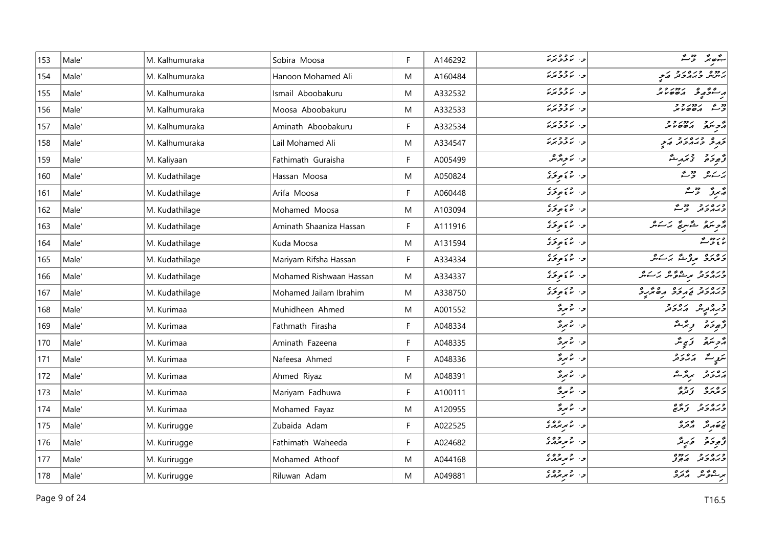| 153 | Male' | M. Kalhumuraka | Sobira Moosa | F | A146292 | މ.ކަޅުމުރަކަ | ސާބިރާ މޫސާ |
|---|---|---|---|---|---|---|---|
| 154 | Male' | M. Kalhumuraka | Hanoon Mohamed Ali | M | A160484 | މ. ކަޅުމުރަކަ | ހަނޫން މުހައްމަދު ޢަލީ |
| 155 | Male' | M. Kalhumuraka | Ismail Aboobakuru | M | A332532 | މ. ކަޅުމުރަކަ | އިސްމާޢީލް އަބޫބަކުރު |
| 156 | Male' | M. Kalhumuraka | Moosa Aboobakuru | M | A332533 | މ. ކަޅުމުރަކަ | މޫސާ އަބޫބަކުރު |
| 157 | Male' | M. Kalhumuraka | Aminath Aboobakuru | F | A332534 | މ. ކަޅުމުރަކަ | އާމިނަތު އަބޫބަކުރު |
| 158 | Male' | M. Kalhumuraka | Lail Mohamed Ali | M | A334547 | މ. ކަޅުމުރަކަ | ލައިލް މުހައްމަދު ޢަލީ |
| 159 | Male' | M. Kaliyaan | Fathimath Guraisha | F | A005499 | މ. ކަލިޔާން | ފާތިމަތު ގުރައިޝާ |
| 160 | Male' | M. Kudathilage | Hassan Moosa | M | A050824 | މ. ކުޑަތިލަގެ | ހަސަން މޫސާ |
| 161 | Male' | M. Kudathilage | Arifa Moosa | F | A060448 | މ. ކުޑަތިލަގެ | އާރިފާ މޫސާ |
| 162 | Male' | M. Kudathilage | Mohamed Moosa | M | A103094 | މ. ކުޑަތިލަގެ | މުހައްމަދު މޫސާ |
| 163 | Male' | M. Kudathilage | Aminath Shaaniza Hassan | F | A111916 | މ. ކުޑަތިލަގެ | އާމިނަތު ޝާނިޒާ ހަސަން |
| 164 | Male' | M. Kudathilage | Kuda Moosa | M | A131594 | މ. ކުޑަތިލަގެ | ކުޑަމޫސާ |
| 165 | Male' | M. Kudathilage | Mariyam Rifsha Hassan | F | A334334 | މ. ކުޑަތިލަގެ | މަރިޔަމް ރިފްޝާ ހަސަން |
| 166 | Male' | M. Kudathilage | Mohamed Rishwaan Hassan | M | A334337 | މ. ކުޑަތިލަގެ | މުހައްމަދު ރިޝްވާން ހަސަން |
| 167 | Male' | M. Kudathilage | Mohamed Jailam Ibrahim | M | A338750 | މ. ކުޑަތިލަގެ | މުހައްމަދު ޖައިލަމް އިބްރާހިމް |
| 168 | Male' | M. Kurimaa | Muhidheen Ahmed | M | A001552 | މ. ކުރިމާ | މުހިއްދީން އަހްމަދު |
| 169 | Male' | M. Kurimaa | Fathmath Firasha | F | A048334 | މ. ކުރިމާ | ފާތިމަތު ފިރާޝާ |
| 170 | Male' | M. Kurimaa | Aminath Fazeena | F | A048335 | މ. ކުރިމާ | އާމިނަތު ފަޒީނާ |
| 171 | Male' | M. Kurimaa | Nafeesa Ahmed | F | A048336 | މ. ކުރިމާ | ނަފީސާ އަހްމަދު |
| 172 | Male' | M. Kurimaa | Ahmed Riyaz | M | A048391 | މ. ކުރިމާ | އަހްމަދު ރިޔާޒް |
| 173 | Male' | M. Kurimaa | Mariyam Fadhuwa | F | A100111 | މ. ކުރިމާ | މަރިޔަމް ފަދުވާ |
| 174 | Male' | M. Kurimaa | Mohamed Fayaz | M | A120955 | މ. ކުރިމާ | މުހައްމަދު ފަޔާޒް |
| 175 | Male' | M. Kurirugge | Zubaida Adam | F | A022525 | މ. ކުރިރުއްގެ | ޒުބައިދާ އާދަމް |
| 176 | Male' | M. Kurirugge | Fathimath Waheeda | F | A024682 | މ. ކުރިރުއްގެ | ފާތިމަތު ވަހީދާ |
| 177 | Male' | M. Kurirugge | Mohamed Athoof | M | A044168 | މ. ކުރިރުއްގެ | މުހައްމަދު އަތޫފް |
| 178 | Male' | M. Kurirugge | Riluwan Adam | M | A049881 | މ. ކުރިރުއްގެ | ރިޟުވާން އާދަމް |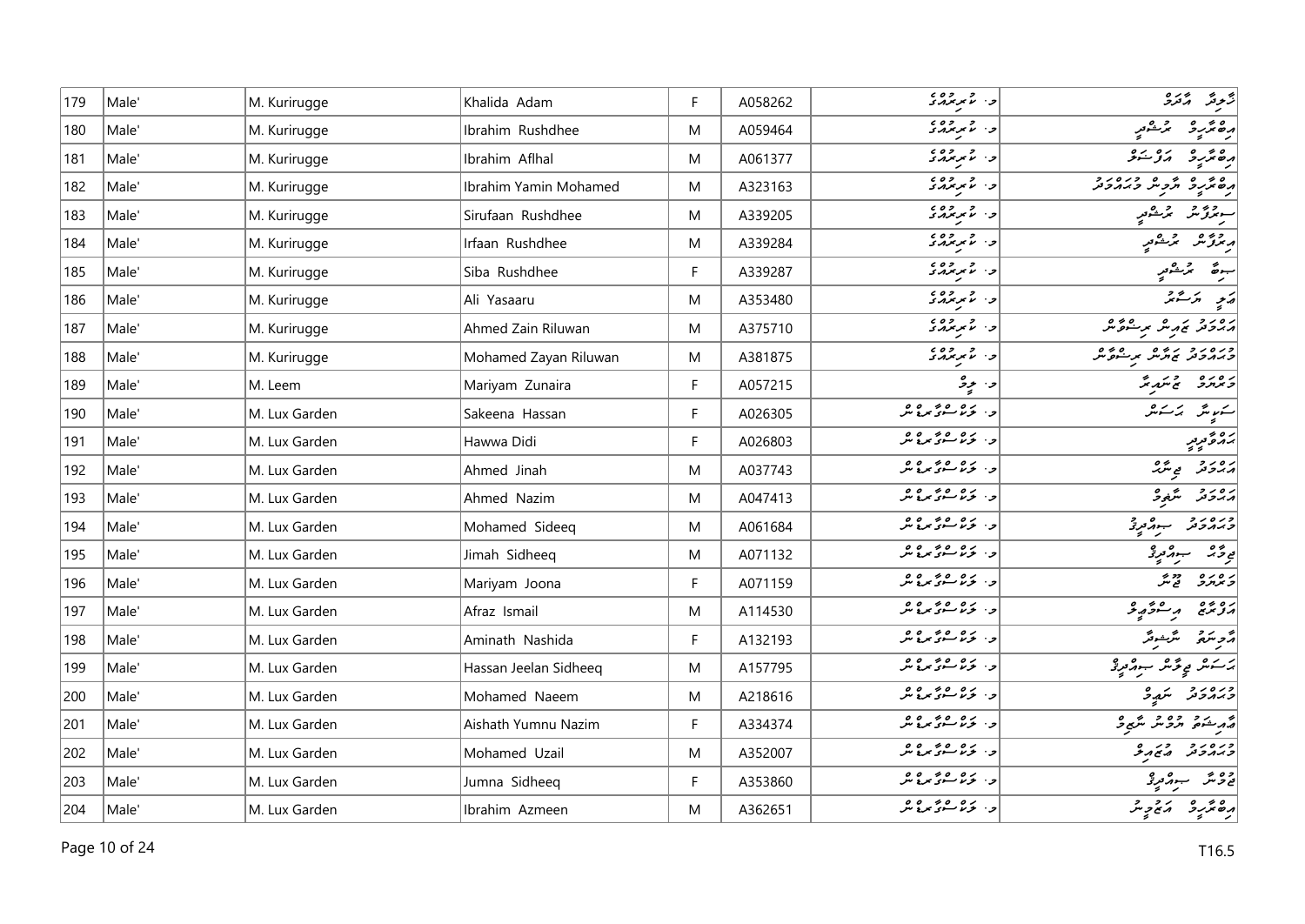| 179 | Male' | M. Kurirugge | Khalida Adam | F | A058262 | މ. ކުރިރުގެ | ޚާލިދާ އާދަމް |
|---|---|---|---|---|---|---|---|
| 180 | Male' | M. Kurirugge | Ibrahim Rushdhee | M | A059464 | މ. ކުރިރުގެ | އިބްރާހީމް ރުޝްދީ |
| 181 | Male' | M. Kurirugge | Ibrahim Aflhal | M | A061377 | މ. ކުރިރުގެ | އިބްރާހީމް އަފްލަހް |
| 182 | Male' | M. Kurirugge | Ibrahim Yamin Mohamed | M | A323163 | މ. ކުރިރުގެ | އިބްރާހީމް ޔާމިން މުޙައްމަދު |
| 183 | Male' | M. Kurirugge | Sirufaan Rushdhee | M | A339205 | މ. ކުރިރުގެ | ސިރުފާން ރުޝްދީ |
| 184 | Male' | M. Kurirugge | Irfaan Rushdhee | M | A339284 | މ. ކުރިރުގެ | އިރުފާން ރުޝްދީ |
| 185 | Male' | M. Kurirugge | Siba Rushdhee | F | A339287 | މ. ކުރިރުގެ | ސިބާ ރުޝްދީ |
| 186 | Male' | M. Kurirugge | Ali Yasaaru | M | A353480 | މ. ކުރިރުގެ | އަލި ޔަސާރު |
| 187 | Male' | M. Kurirugge | Ahmed Zain Riluwan | M | A375710 | މ. ކުރިރުގެ | އަޙްމަދު ޒައިން ރިޟްވާން |
| 188 | Male' | M. Kurirugge | Mohamed Zayan Riluwan | M | A381875 | މ. ކުރިރުގެ | މުޙައްމަދު ޒަޔާން ރިޟްވާން |
| 189 | Male' | M. Leem | Mariyam Zunaira | F | A057215 | މ. ލީމް | މަރިޔަމް ޒުނައިރާ |
| 190 | Male' | M. Lux Garden | Sakeena Hassan | F | A026305 | މ. ލަކްސް ގާޑަން | ސަކީނާ ހަސަން |
| 191 | Male' | M. Lux Garden | Hawwa Didi | F | A026803 | މ. ލަކްސް ގާޑަން | ހައްވާދީދީ |
| 192 | Male' | M. Lux Garden | Ahmed Jinah | M | A037743 | މ. ލަކްސް ގާޑަން | އަޙްމަދު ޖިނާހް |
| 193 | Male' | M. Lux Garden | Ahmed Nazim | M | A047413 | މ. ލަކްސް ގާޑަން | އަޙްމަދު ނާޒިމް |
| 194 | Male' | M. Lux Garden | Mohamed Sideeq | M | A061684 | މ. ލަކްސް ގާޑަން | މުޙައްމަދު ސިއްދީޤު |
| 195 | Male' | M. Lux Garden | Jimah Sidheeq | M | A071132 | މ. ލަކްސް ގާޑަން | ޖިމާހް ސިއްދީޤު |
| 196 | Male' | M. Lux Garden | Mariyam Joona | F | A071159 | މ. ލަކްސް ގާޑަން | މަރިޔަމް ޖޫނާ |
| 197 | Male' | M. Lux Garden | Afraz Ismail | M | A114530 | މ. ލަކްސް ގާޑަން | އަފްރާޒް އިސްމާއީލް |
| 198 | Male' | M. Lux Garden | Aminath Nashida | F | A132193 | މ. ލަކްސް ގާޑަން | އާމިނަތު ނާޝިދާ |
| 199 | Male' | M. Lux Garden | Hassan Jeelan Sidheeq | M | A157795 | މ. ލަކްސް ގާޑަން | ހަސަން ޖީލާން ސިއްދީޤު |
| 200 | Male' | M. Lux Garden | Mohamed Naeem | M | A218616 | މ. ލަކްސް ގާޑަން | މުޙައްމަދު ނަޢީމް |
| 201 | Male' | M. Lux Garden | Aishath Yumnu Nazim | F | A334374 | މ. ލަކްސް ގާޑަން | އައިޝަތު ޔުމްނު ނާޒިމް |
| 202 | Male' | M. Lux Garden | Mohamed Uzail | M | A352007 | މ. ލަކްސް ގާޑަން | މުޙައްމަދު އުޒައިލް |
| 203 | Male' | M. Lux Garden | Jumna Sidheeq | F | A353860 | މ. ލަކްސް ގާޑަން | ޖުމްނާ ސިއްދީޤު |
| 204 | Male' | M. Lux Garden | Ibrahim Azmeen | M | A362651 | މ. ލަކްސް ގާޑަން | އިބްރާހީމް އަޒްމީން |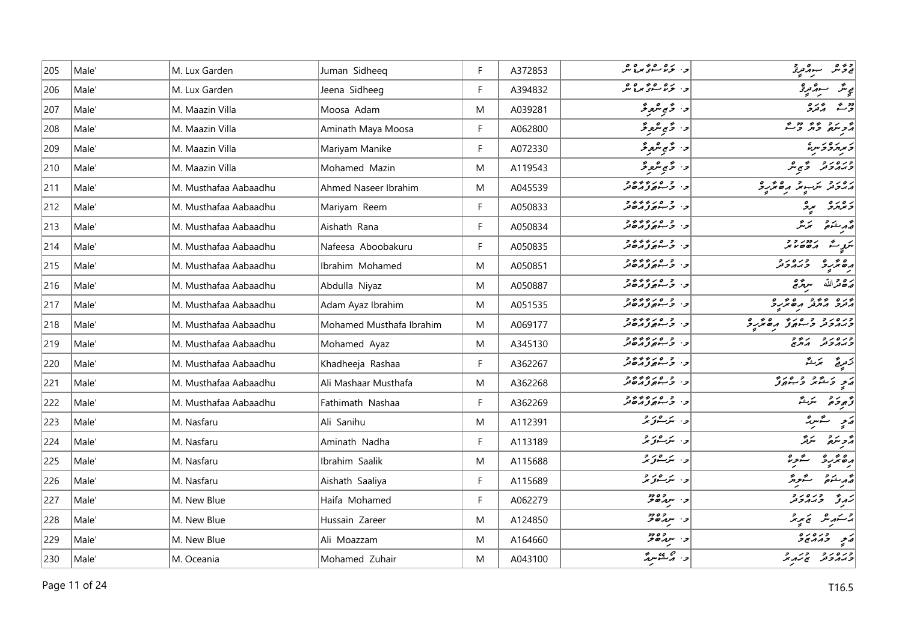| 205 | Male' | M. Lux Garden | Juman Sidheeq | F | A372853 | މ. ލަގްޒުގާޑަން | ޖުމާން ސިއްދީޤު |
|---|---|---|---|---|---|---|---|
| 206 | Male' | M. Lux Garden | Jeena Sidheeg | F | A394832 | މ. ލަގްޒުގާޑަން | ޖީނާ ސިއްދީޤު |
| 207 | Male' | M. Maazin Villa | Moosa Adam | M | A039281 | މ. މާޒިންވިލާ | މޫސާ އާދަމް |
| 208 | Male' | M. Maazin Villa | Aminath Maya Moosa | F | A062800 | މ. މާޒިންވިލާ | އާމިނަތު މާޔާ މޫސާ |
| 209 | Male' | M. Maazin Villa | Mariyam Manike | F | A072330 | މ. މާޒިންވިލާ | މަރިޔަމްމަނިކެ |
| 210 | Male' | M. Maazin Villa | Mohamed Mazin | M | A119543 | މ. މާޒިންވިލާ | މުޙައްމަދު މާޒިން |
| 211 | Male' | M. Musthafaa Aabaadhu | Ahmed Naseer Ibrahim | M | A045539 | މ. މުސްތަފާއާބާދު | އަޙްމަދު ނަސީރު އިބްރާހީމް |
| 212 | Male' | M. Musthafaa Aabaadhu | Mariyam Reem | F | A050833 | މ. މުސްތަފާއާބާދު | މަރިޔަމް ރީމް |
| 213 | Male' | M. Musthafaa Aabaadhu | Aishath Rana | F | A050834 | މ. މުސްތަފާއާބާދު | އާއިޝަތު ރަނާ |
| 214 | Male' | M. Musthafaa Aabaadhu | Nafeesa Aboobakuru | F | A050835 | މ. މުސްތަފާއާބާދު | ނަފީސާ އަބޫބަކުރު |
| 215 | Male' | M. Musthafaa Aabaadhu | Ibrahim Mohamed | M | A050851 | މ. މުސްތަފާއާބާދު | އިބްރާހީމް މުޙައްމަދު |
| 216 | Male' | M. Musthafaa Aabaadhu | Abdulla Niyaz | M | A050887 | މ. މުސްތަފާއާބާދު | އަބްދުﷲ ނިޔާޒް |
| 217 | Male' | M. Musthafaa Aabaadhu | Adam Ayaz Ibrahim | M | A051535 | މ. މުސްތަފާއާބާދު | އާދަމް އަޔާޒު އިބްރާހީމް |
| 218 | Male' | M. Musthafaa Aabaadhu | Mohamed Musthafa Ibrahim | M | A069177 | މ. މުސްތަފާއާބާދު | މުޙައްމަދު މުސްތަފާ އިބްރާހީމް |
| 219 | Male' | M. Musthafaa Aabaadhu | Mohamed Ayaz | M | A345130 | މ. މުސްތަފާއާބާދު | މުޙައްމަދު އަޔާޒް |
| 220 | Male' | M. Musthafaa Aabaadhu | Khadheeja Rashaa | F | A362267 | މ. މުސްތަފާއާބާދު | ޚަދީޖާ ރަޝާ |
| 221 | Male' | M. Musthafaa Aabaadhu | Ali Mashaar Musthafa | M | A362268 | މ. މުސްތަފާއާބާދު | އަލި މަޝާރު މުސްތަފާ |
| 222 | Male' | M. Musthafaa Aabaadhu | Fathimath Nashaa | F | A362269 | މ. މުސްތަފާއާބާދު | ފާތިމަތު ނަޝާ |
| 223 | Male' | M. Nasfaru | Ali Sanihu | M | A112391 | މ. ނަސްފަރު | އަލި ސާނިހު |
| 224 | Male' | M. Nasfaru | Aminath Nadha | F | A113189 | މ. ނަސްފަރު | އާމިނަތު ނަދާ |
| 225 | Male' | M. Nasfaru | Ibrahim Saalik | M | A115688 | މ. ނަސްފަރު | އިބްރާހީމް ސާލިކް |
| 226 | Male' | M. Nasfaru | Aishath Saaliya | F | A115689 | މ. ނަސްފަރު | އާއިޝަތު ސާލިޔާ |
| 227 | Male' | M. New Blue | Haifa Mohamed | F | A062279 | މ. ނިއުބްލޫ | ހައިފާ މުޙައްމަދު |
| 228 | Male' | M. New Blue | Hussain Zareer | M | A124850 | މ. ނިއުބްލޫ | ހުސައިން ޒަރީރު |
| 229 | Male' | M. New Blue | Ali Moazzam | M | A164660 | މ. ނިއުބްލޫ | އަލި މުޢައްޒަމް |
| 230 | Male' | M. Oceania | Mohamed Zuhair | M | A043100 | މ. އޯޝަނިއާ | މުޙައްމަދު ޒުހައިރު |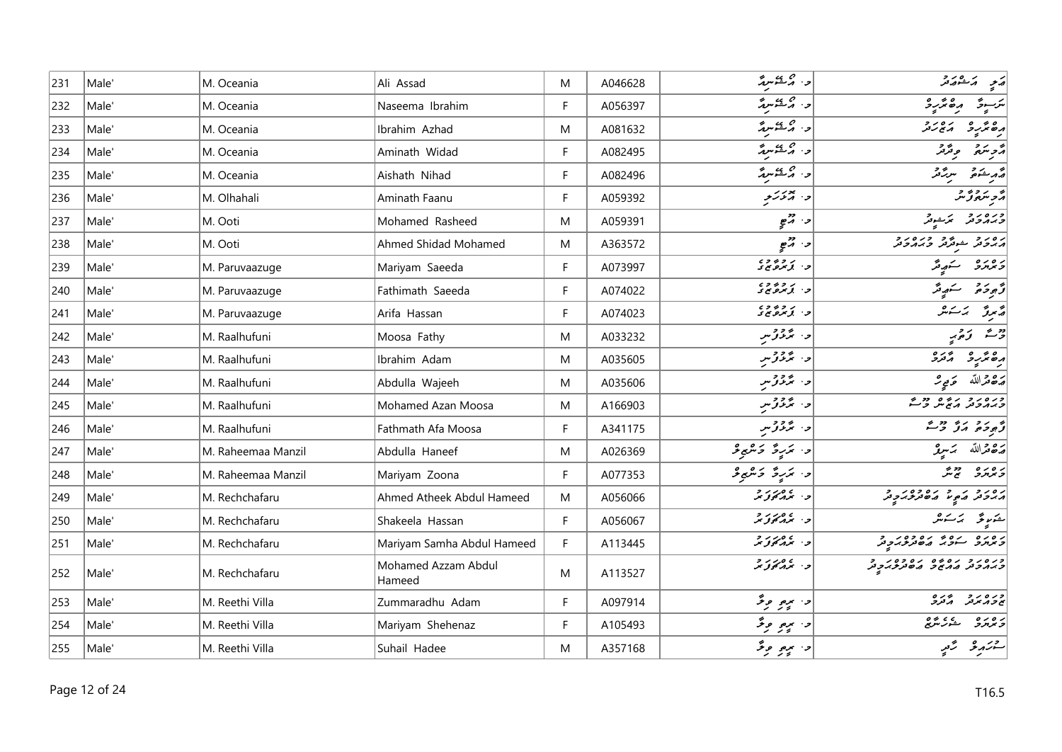| 231 | Male' | M. Oceania | Ali Assad | M | A046628 | މ. އޯޝަނިއާ | އަލި އަސްޢަދު |
|---|---|---|---|---|---|---|---|
| 232 | Male' | M. Oceania | Naseema Ibrahim | F | A056397 | މ. އޯޝަނިއާ | ނަސީމާ އިބްރާހީމް |
| 233 | Male' | M. Oceania | Ibrahim Azhad | M | A081632 | މ. އޯޝަނިއާ | އިބްރާހީމް އަޒްހަދު |
| 234 | Male' | M. Oceania | Aminath Widad | F | A082495 | މ. އޯޝަނިއާ | އާމިނަތު ވިދާދު |
| 235 | Male' | M. Oceania | Aishath Nihad | F | A082496 | މ. އޯޝަނިއާ | އާއިޝަތު ނިހާދު |
| 236 | Male' | M. Olhahali | Aminath Faanu | F | A059392 | މ. އޮޅަހަލި | އާމިނަތުފާނު |
| 237 | Male' | M. Ooti | Mohamed Rasheed | M | A059391 | މ. އޫޓި | މުހައްމަދު ރަޝީދު |
| 238 | Male' | M. Ooti | Ahmed Shidad Mohamed | M | A363572 | މ. އޫޓި | އަހްމަދު ޝިދާދު މުހައްމަދު |
| 239 | Male' | M. Paruvaazuge | Mariyam Saeeda | F | A073997 | މ. ޕަރުވާޒުގެ | މަރިޔަމް ސަޢީދާ |
| 240 | Male' | M. Paruvaazuge | Fathimath Saeeda | F | A074022 | މ. ޕަރުވާޒުގެ | ފާތިމަތު ސަޢީދާ |
| 241 | Male' | M. Paruvaazuge | Arifa Hassan | F | A074023 | މ. ޕަރުވާޒުގެ | އާރިފާ ޙަސަން |
| 242 | Male' | M. Raalhufuni | Moosa Fathy | M | A033232 | މ. ރާޅުފުނި | މޫސާ ފަތީ |
| 243 | Male' | M. Raalhufuni | Ibrahim Adam | M | A035605 | މ. ރާޅުފުނި | އިބްރާހީމް އާދަމް |
| 244 | Male' | M. Raalhufuni | Abdulla Wajeeh | M | A035606 | މ. ރާޅުފުނި | އަބްދުﷲ ވަޖީހު |
| 245 | Male' | M. Raalhufuni | Mohamed Azan Moosa | M | A166903 | މ. ރާޅުފުނި | މުހައްމަދު އަޒާން މޫސާ |
| 246 | Male' | M. Raalhufuni | Fathmath Afa Moosa | F | A341175 | މ. ރާޅުފުނި | ފާތިމަތު އަފާ މޫސާ |
| 247 | Male' | M. Raheemaa Manzil | Abdulla Haneef | M | A026369 | މ. ރަހީމާ މަންޒިލް | އަބްދުﷲ ޙަނީފް |
| 248 | Male' | M. Raheemaa Manzil | Mariyam Zoona | F | A077353 | މ. ރަހީމާ މަންޒިލް | މަރިޔަމް ޒޫނާ |
| 249 | Male' | M. Rechchafaru | Ahmed Atheek Abdul Hameed | M | A056066 | މ. ރެއްޗަފަރު | އަހްމަދު އަތީޤު އަބްދުލްޙަމީދު |
| 250 | Male' | M. Rechchafaru | Shakeela Hassan | F | A056067 | މ. ރެއްޗަފަރު | ޝަކީލާ ޙަސަން |
| 251 | Male' | M. Rechchafaru | Mariyam Samha Abdul Hameed | F | A113445 | މ. ރެއްޗަފަރު | މަރިޔަމް ސަމްހާ އަބްދުލްޙަމީދު |
| 252 | Male' | M. Rechchafaru | Mohamed Azzam Abdul Hameed | M | A113527 | މ. ރެއްޗަފަރު | މުހައްމަދު އައްޒާމް އަބްދުލްޙަމީދު |
| 253 | Male' | M. Reethi Villa | Zummaradhu Adam | F | A097914 | މ. ރީތި ވިލާ | ޒުމައްރަދު އާދަމް |
| 254 | Male' | M. Reethi Villa | Mariyam Shehenaz | F | A105493 | މ. ރީތި ވިލާ | މަރިޔަމް ޝެހެނާޒް |
| 255 | Male' | M. Reethi Villa | Suhail Hadee | M | A357168 | މ. ރީތި ވިލާ | ސުހައިލް ހާދީ |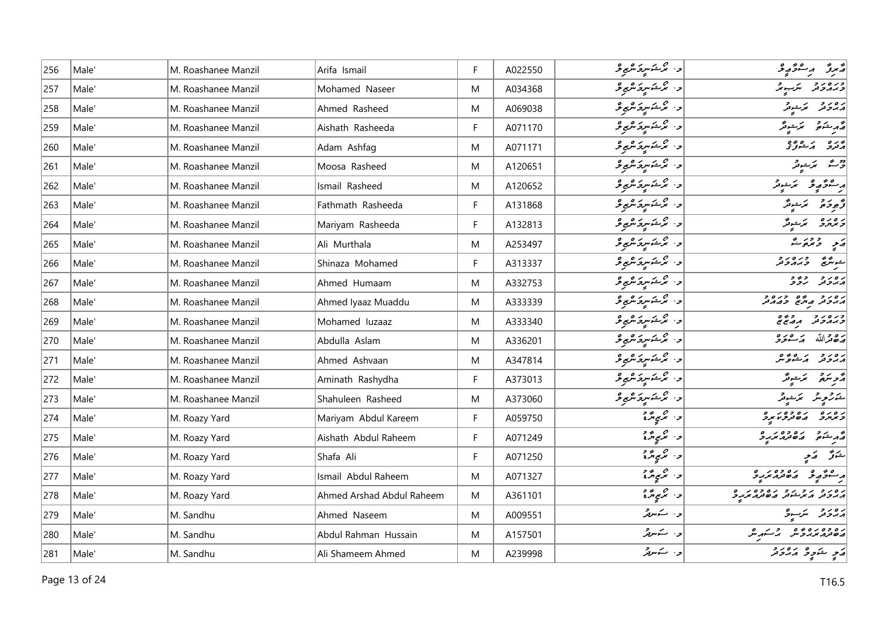| 256 | Male' | M. Roashanee Manzil | Arifa Ismail | F | A022550 | މ. ރޯޝަނީމަންޒިލް | އާރިފާ އިސްމާއީލް |
|---|---|---|---|---|---|---|---|
| 257 | Male' | M. Roashanee Manzil | Mohamed Naseer | M | A034368 | މ. ރޯޝަނީމަންޒިލް | މުޙައްމަދު ނަސީރު |
| 258 | Male' | M. Roashanee Manzil | Ahmed Rasheed | M | A069038 | މ. ރޯޝަނީމަންޒިލް | އަޙްމަދު ރަޝީދު |
| 259 | Male' | M. Roashanee Manzil | Aishath Rasheeda | F | A071170 | މ. ރޯޝަނީމަންޒިލް | އައިޝަތު ރަޝީދާ |
| 260 | Male' | M. Roashanee Manzil | Adam Ashfag | M | A071171 | މ. ރޯޝަނީމަންޒިލް | އާދަމް އަޝްފާގު |
| 261 | Male' | M. Roashanee Manzil | Moosa Rasheed | M | A120651 | މ. ރޯޝަނީމަންޒިލް | މޫސާ ރަޝީދު |
| 262 | Male' | M. Roashanee Manzil | Ismail Rasheed | M | A120652 | މ. ރޯޝަނީމަންޒިލް | އިސްމާއީލް ރަޝީދު |
| 263 | Male' | M. Roashanee Manzil | Fathmath Rasheeda | F | A131868 | މ. ރޯޝަނީމަންޒިލް | ފާތިމަތު ރަޝީދާ |
| 264 | Male' | M. Roashanee Manzil | Mariyam Rasheeda | F | A132813 | މ. ރޯޝަނީމަންޒިލް | މަރިޔަމް ރަޝީދާ |
| 265 | Male' | M. Roashanee Manzil | Ali Murthala | M | A253497 | މ. ރޯޝަނީމަންޒިލް | އަލި މުރުތަޟާ |
| 266 | Male' | M. Roashanee Manzil | Shinaza Mohamed | F | A313337 | މ. ރޯޝަނީމަންޒިލް | ޝިނާޒާ މުޙައްމަދު |
| 267 | Male' | M. Roashanee Manzil | Ahmed Humaam | M | A332753 | މ. ރޯޝަނީމަންޒިލް | އަޙްމަދު ހުމާމް |
| 268 | Male' | M. Roashanee Manzil | Ahmed Iyaaz Muaddu | M | A333339 | މ. ރޯޝަނީމަންޒިލް | އަޙްމަދު އިޔާޒް މުއައްދު |
| 269 | Male' | M. Roashanee Manzil | Mohamed Iuzaaz | M | A333340 | މ. ރޯޝަނީމަންޒިލް | މުޙައްމަދު އިއުޒާޒް |
| 270 | Male' | M. Roashanee Manzil | Abdulla Aslam | M | A336201 | މ. ރޯޝަނީމަންޒިލް | އަބްދުﷲ އަސްލަމް |
| 271 | Male' | M. Roashanee Manzil | Ahmed Ashvaan | M | A347814 | މ. ރޯޝަނީމަންޒިލް | އަޙްމަދު އަޝްވާން |
| 272 | Male' | M. Roashanee Manzil | Aminath Rashydha | F | A373013 | މ. ރޯޝަނީމަންޒިލް | އާމިނަތު ރަޝީދާ |
| 273 | Male' | M. Roashanee Manzil | Shahuleen Rasheed | M | A373060 | މ. ރޯޝަނީމަންޒިލް | ޝަހުލީން ރަޝީދު |
| 274 | Male' | M. Roazy Yard | Mariyam Abdul Kareem | F | A059750 | މ. ރޯޒީޔާޑު | މަރިޔަމް އަބްދުލްކަރީމް |
| 275 | Male' | M. Roazy Yard | Aishath Abdul Raheem | F | A071249 | މ. ރޯޒީޔާޑު | އައިޝަތު އަބްދުއްރަޙީމް |
| 276 | Male' | M. Roazy Yard | Shafa Ali | F | A071250 | މ. ރޯޒީޔާޑު | ޝަފާ އަލި |
| 277 | Male' | M. Roazy Yard | Ismail Abdul Raheem | M | A071327 | މ. ރޯޒީޔާޑު | އިސްމާއީލް އަބްދުއްރަޙީމް |
| 278 | Male' | M. Roazy Yard | Ahmed Arshad Abdul Raheem | M | A361101 | މ. ރޯޒީޔާޑު | އަޙްމަދު އަރުޝަދު އަބްދުއްރަޙީމް |
| 279 | Male' | M. Sandhu | Ahmed Naseem | M | A009551 | މ. ސަނދު | އަޙްމަދު ނަސީމް |
| 280 | Male' | M. Sandhu | Abdul Rahman Hussain | M | A157501 | މ. ސަނދު | އަބްދުއްރަޙްމާން ހުސައިން |
| 281 | Male' | M. Sandhu | Ali Shameem Ahmed | M | A239998 | މ. ސަނދު | އަލި ޝަމީމް އަޙްމަދު |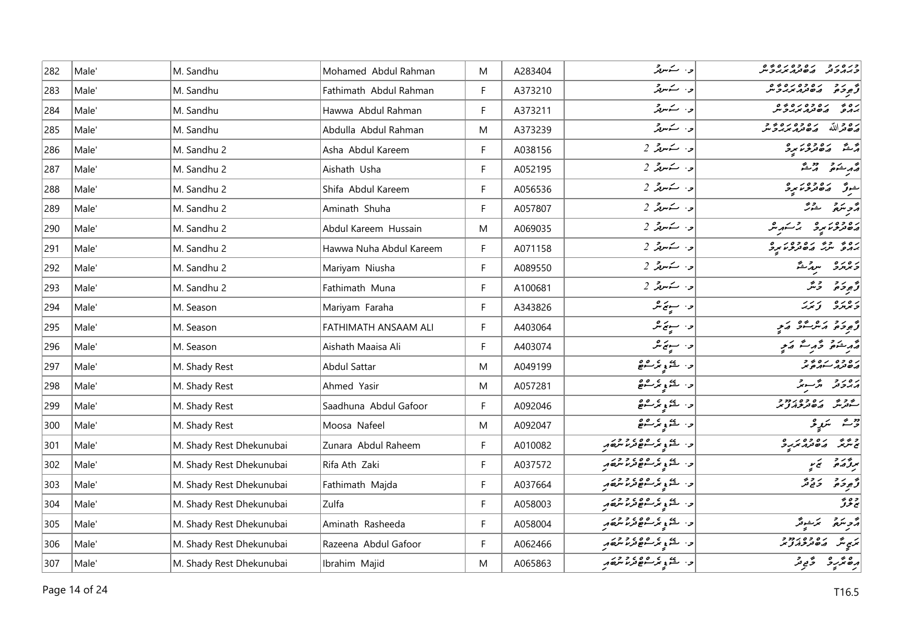| 282 | Male' | M. Sandhu | Mohamed Abdul Rahman | M | A283404 | މ. ސަންދު | މުހައްމަދު އަބްދުއްރަޙްމާން |
|---|---|---|---|---|---|---|---|
| 283 | Male' | M. Sandhu | Fathimath Abdul Rahman | F | A373210 | މ. ސަންދު | ފާތިމަތު އަބްދުއްރަޙްމާން |
| 284 | Male' | M. Sandhu | Hawwa Abdul Rahman | F | A373211 | މ. ސަންދު | ހައްވާ އަބްދުއްރަޙްމާން |
| 285 | Male' | M. Sandhu | Abdulla Abdul Rahman | M | A373239 | މ. ސަންދު | އަބްދުﷲ އަބްދުއްރަޙްމާން |
| 286 | Male' | M. Sandhu 2 | Asha Abdul Kareem | F | A038156 | މ. ސަންދު 2 | އާޝާ އަބްދުލްކަރީމް |
| 287 | Male' | M. Sandhu 2 | Aishath Usha | F | A052195 | މ. ސަންދު 2 | އައިޝަތު އުޝާ |
| 288 | Male' | M. Sandhu 2 | Shifa Abdul Kareem | F | A056536 | މ. ސަންދު 2 | ޝިފާ އަބްދުލްކަރީމް |
| 289 | Male' | M. Sandhu 2 | Aminath Shuha | F | A057807 | މ. ސަންދު 2 | އާމިނަތު ޝުހާ |
| 290 | Male' | M. Sandhu 2 | Abdul Kareem Hussain | M | A069035 | މ. ސަންދު 2 | އަބްދުލްކަރީމް ހުސައިން |
| 291 | Male' | M. Sandhu 2 | Hawwa Nuha Abdul Kareem | F | A071158 | މ. ސަންދު 2 | ހައްވާ ނުހާ އަބްދުލްކަރީމް |
| 292 | Male' | M. Sandhu 2 | Mariyam Niusha | F | A089550 | މ. ސަންދު 2 | މަރިޔަމް ނިއުޝާ |
| 293 | Male' | M. Sandhu 2 | Fathimath Muna | F | A100681 | މ. ސަންދު 2 | ފާތިމަތު މުނާ |
| 294 | Male' | M. Season | Mariyam Faraha | F | A343826 | މ. ސީޒަން | މަރިޔަމް ފަރަހަ |
| 295 | Male' | M. Season | FATHIMATH ANSAAM ALI | F | A403064 | މ. ސީޒަން | ފާތިމަތު އަންސާމް އަލި |
| 296 | Male' | M. Season | Aishath Maaisa Ali | F | A403074 | މ. ސީޒަން | އައިޝަތު މާއިސާ އަލި |
| 297 | Male' | M. Shady Rest | Abdul Sattar | M | A049199 | މ. ޝޭޑީ ރެސްޓް | އަބްދުއްސައްތާރު |
| 298 | Male' | M. Shady Rest | Ahmed Yasir | M | A057281 | މ. ޝޭޑީ ރެސްޓް | އަހްމަދު ޔާސިރު |
| 299 | Male' | M. Shady Rest | Saadhuna Abdul Gafoor | F | A092046 | މ. ޝޭޑީ ރެސްޓް | ސާދުނާ އަބްދުލްޣަފޫރު |
| 300 | Male' | M. Shady Rest | Moosa Nafeel | M | A092047 | މ. ޝޭޑީ ރެސްޓް | މޫސާ ނަފީލް |
| 301 | Male' | M. Shady Rest Dhekunubai | Zunara Abdul Raheem | F | A010082 | މ. ޝޭޑީ ރެސްޓް ދެކުނުބައި | ޒުނާރާ އަބްދުއްރަޙީމް |
| 302 | Male' | M. Shady Rest Dhekunubai | Rifa Ath Zaki | F | A037572 | މ. ޝޭޑީ ރެސްޓް ދެކުނުބައި | ރިފާއަތު ޒަކީ |
| 303 | Male' | M. Shady Rest Dhekunubai | Fathimath Majda | F | A037664 | މ. ޝޭޑީ ރެސްޓް ދެކުނުބައި | ފާތިމަތު މަޖްދާ |
| 304 | Male' | M. Shady Rest Dhekunubai | Zulfa | F | A058003 | މ. ޝޭޑީ ރެސްޓް ދެކުނުބައި | ޒުލްފާ |
| 305 | Male' | M. Shady Rest Dhekunubai | Aminath Rasheeda | F | A058004 | މ. ޝޭޑީ ރެސްޓް ދެކުނުބައި | އާމިނަތު ރަޝީދާ |
| 306 | Male' | M. Shady Rest Dhekunubai | Razeena Abdul Gafoor | F | A062466 | މ. ޝޭޑީ ރެސްޓް ދެކުނުބައި | ރަޒީނާ އަބްދުލްޣަފޫރު |
| 307 | Male' | M. Shady Rest Dhekunubai | Ibrahim Majid | M | A065863 | މ. ޝޭޑީ ރެސްޓް ދެކުނުބައި | އިބްރާހީމް މާޖިދު |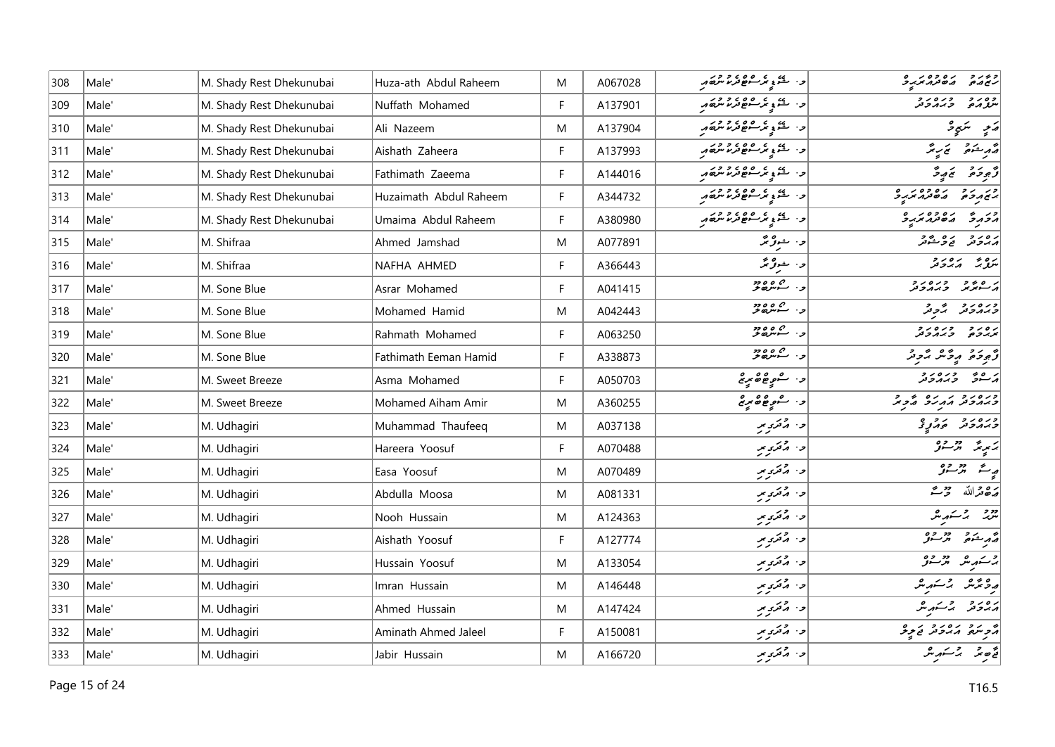| 308 | Male' | M. Shady Rest Dhekunubai | Huza-ath Abdul Raheem | M | A067028 | މ. ޝޭޑީ ރެސްޓް ދެކުނުބައި | ހުޒާއަތު އަބްދުއްރަޙީމް |
|---|---|---|---|---|---|---|---|
| 309 | Male' | M. Shady Rest Dhekunubai | Nuffath Mohamed | F | A137901 | މ. ޝޭޑީ ރެސްޓް ދެކުނުބައި | ނުފްއަތު މުޙައްމަދު |
| 310 | Male' | M. Shady Rest Dhekunubai | Ali Nazeem | M | A137904 | މ. ޝޭޑީ ރެސްޓް ދެކުނުބައި | އަލީ ނަޒީމް |
| 311 | Male' | M. Shady Rest Dhekunubai | Aishath Zaheera | F | A137993 | މ. ޝޭޑީ ރެސްޓް ދެކުނުބައި | އާއިޝަތު ޒަހީރާ |
| 312 | Male' | M. Shady Rest Dhekunubai | Fathimath Zaeema | F | A144016 | މ. ޝޭޑީ ރެސްޓް ދެކުނުބައި | ފާތިމަތު ޒަޢީމާ |
| 313 | Male' | M. Shady Rest Dhekunubai | Huzaimath Abdul Raheem | F | A344732 | މ. ޝޭޑީ ރެސްޓް ދެކުނުބައި | ހުޒައިމަތު އަބްދުއްރަޙީމް |
| 314 | Male' | M. Shady Rest Dhekunubai | Umaima Abdul Raheem | F | A380980 | މ. ޝޭޑީ ރެސްޓް ދެކުނުބައި | އުމައިމާ އަބްދުއްރަޙީމް |
| 315 | Male' | M. Shifraa | Ahmed Jamshad | M | A077891 | މ. ޝިފްރާ | އަޙްމަދު ޖަމްޝާދު |
| 316 | Male' | M. Shifraa | NAFHA AHMED | F | A366443 | މ. ޝިފްރާ | ނަފްހާ އަޙްމަދު |
| 317 | Male' | M. Sone Blue | Asrar Mohamed | F | A041415 | މ. ސޯންބްލޫ | އަސްރާރު މުޙައްމަދު |
| 318 | Male' | M. Sone Blue | Mohamed Hamid | M | A042443 | މ. ސޯންބްލޫ | މުޙައްމަދު ހާމިދު |
| 319 | Male' | M. Sone Blue | Rahmath Mohamed | F | A063250 | މ. ސޯންބްލޫ | ރަޙްމަތު މުޙައްމަދު |
| 320 | Male' | M. Sone Blue | Fathimath Eeman Hamid | F | A338873 | މ. ސޯންބްލޫ | ފާތިމަތު އީމާން ހާމިދު |
| 321 | Male' | M. Sweet Breeze | Asma Mohamed | F | A050703 | މ. ސްވީޓްބްރީޒް | އަސްމާ މުޙައްމަދު |
| 322 | Male' | M. Sweet Breeze | Mohamed Aiham Amir | M | A360255 | މ. ސްވީޓްބްރީޒް | މުޙައްމަދު އައިހަމް އާމިރު |
| 323 | Male' | M. Udhagiri | Muhammad Thaufeeq | M | A037138 | މ. އުދަގިރި | މުޙައްމަދު ތައުފީޤު |
| 324 | Male' | M. Udhagiri | Hareera Yoosuf | F | A070488 | މ. އުދަގިރި | ހަރީރާ ޔޫސުފް |
| 325 | Male' | M. Udhagiri | Easa Yoosuf | M | A070489 | މ. އުދަގިރި | ޢީސާ ޔޫސުފް |
| 326 | Male' | M. Udhagiri | Abdulla Moosa | M | A081331 | މ. އުދަގިރި | އަބްދުاللہ މޫސާ |
| 327 | Male' | M. Udhagiri | Nooh Hussain | M | A124363 | މ. އުދަގިރި | ނޫޙް ހުސައިން |
| 328 | Male' | M. Udhagiri | Aishath Yoosuf | F | A127774 | މ. އުދަގިރި | އާއިޝަތު ޔޫސުފް |
| 329 | Male' | M. Udhagiri | Hussain Yoosuf | M | A133054 | މ. އުދަގިރި | ހުސައިން ޔޫސުފް |
| 330 | Male' | M. Udhagiri | Imran Hussain | M | A146448 | މ. އުދަގިރި | އިމްރާން ހުސައިން |
| 331 | Male' | M. Udhagiri | Ahmed Hussain | M | A147424 | މ. އުދަގިރި | އަޙްމަދު ހުސައިން |
| 332 | Male' | M. Udhagiri | Aminath Ahmed Jaleel | F | A150081 | މ. އުދަގިރި | އާމިނަތު އަޙްމަދު ޖަލީލު |
| 333 | Male' | M. Udhagiri | Jabir Hussain | M | A166720 | މ. އުދަގިރި | ޖާބިރު ހުސައިން |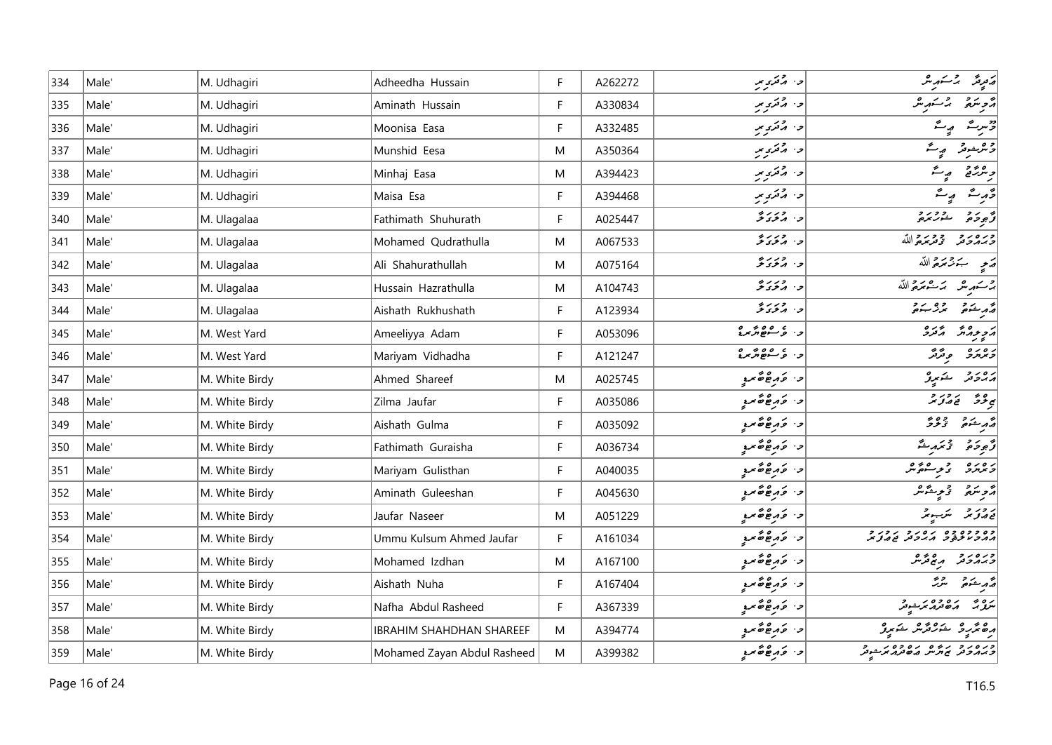| 334 | Male' | M. Udhagiri | Adheedha Hussain | F | A262272 | މ. އުދަގިރި | އަދީދާ ހުސައިން |
|---|---|---|---|---|---|---|---|
| 335 | Male' | M. Udhagiri | Aminath Hussain | F | A330834 | މ. އުދަގިރި | އާމިނަތު ހުސައިން |
| 336 | Male' | M. Udhagiri | Moonisa Easa | F | A332485 | މ. އުދަގިރި | މޫނިސާ ޢީސާ |
| 337 | Male' | M. Udhagiri | Munshid Eesa | M | A350364 | މ. އުދަގިރި | މުންޝިދު ޢީސާ |
| 338 | Male' | M. Udhagiri | Minhaj Easa | M | A394423 | މ. އުދަގިރި | މިންހާޖު ޢީސާ |
| 339 | Male' | M. Udhagiri | Maisa Esa | F | A394468 | މ. އުދަގިރި | މާއިސާ ޢީސާ |
| 340 | Male' | M. Ulagalaa | Fathimath Shuhurath | F | A025447 | މ. އުލަގަލާ | ފާތިމަތު ޝުހުރަތު |
| 341 | Male' | M. Ulagalaa | Mohamed Qudrathulla | M | A067533 | މ. އުލަގަލާ | މުޙައްމަދު ޤުދުރަތުﷲ |
| 342 | Male' | M. Ulagalaa | Ali Shahurathullah | M | A075164 | މ. އުލަގަލާ | ޢަލި ޝަހުރަތުﷲ |
| 343 | Male' | M. Ulagalaa | Hussain Hazrathulla | M | A104743 | މ. އުލަގަލާ | ހުސައިން ހަޟްރަތުﷲ |
| 344 | Male' | M. Ulagalaa | Aishath Rukhushath | F | A123934 | މ. އުލަގަލާ | އާއިޝަތު ރުޚުޝަތު |
| 345 | Male' | M. West Yard | Ameeliyya Adam | F | A053096 | މ. ވެސްޓްޔާޑް | އަމީލިއްޔާ އާދަމް |
| 346 | Male' | M. West Yard | Mariyam Vidhadha | F | A121247 | މ. ވެސްޓްޔާޑް | މަރިޔަމް ވިދާދާ |
| 347 | Male' | M. White Birdy | Ahmed Shareef | M | A025745 | މ. ވައިޓްބާޑީ | އަޙްމަދު ޝަރީފު |
| 348 | Male' | M. White Birdy | Zilma Jaufar | F | A035086 | މ. ވައިޓްބާޑީ | ޒިލްމާ ޖައުފަރު |
| 349 | Male' | M. White Birdy | Aishath Gulma | F | A035092 | މ. ވައިޓްބާޑީ | އާއިޝަތު ގުލްމާ |
| 350 | Male' | M. White Birdy | Fathimath Guraisha | F | A036734 | މ. ވައިޓްބާޑީ | ފާތިމަތު ގުރައިޝާ |
| 351 | Male' | M. White Birdy | Mariyam Gulisthan | F | A040035 | މ. ވައިޓްބާޑީ | މަރިޔަމް ގުލިސްތާން |
| 352 | Male' | M. White Birdy | Aminath Guleeshan | F | A045630 | މ. ވައިޓްބާޑީ | އާމިނަތު ގުލީޝާން |
| 353 | Male' | M. White Birdy | Jaufar Naseer | M | A051229 | މ. ވައިޓްބާޑީ | ޖައުފަރު ނަސީރު |
| 354 | Male' | M. White Birdy | Ummu Kulsum Ahmed Jaufar | F | A161034 | މ. ވައިޓްބާޑީ | އުއްމުކުލްޘޫމް އަޙްމަދު ޖައުފަރު |
| 355 | Male' | M. White Birdy | Mohamed Izdhan | M | A167100 | މ. ވައިޓްބާޑީ | މުޙައްމަދު އިޒްދާން |
| 356 | Male' | M. White Birdy | Aishath Nuha | F | A167404 | މ. ވައިޓްބާޑީ | އާއިޝަތު ނުހާ |
| 357 | Male' | M. White Birdy | Nafha Abdul Rasheed | F | A367339 | މ. ވައިޓްބާޑީ | ނަފްހާ އަބްދުއްރަޝީދު |
| 358 | Male' | M. White Birdy | IBRAHIM SHAHDHAN SHAREEF | M | A394774 | މ. ވައިޓްބާޑީ | އިބްރާހީމް ޝަހްދާން ޝަރީފް |
| 359 | Male' | M. White Birdy | Mohamed Zayan Abdul Rasheed | M | A399382 | މ. ވައިޓްބާޑީ | މުޙައްމަދު ޒަޔާން އަބްދުއްރަޝީދު |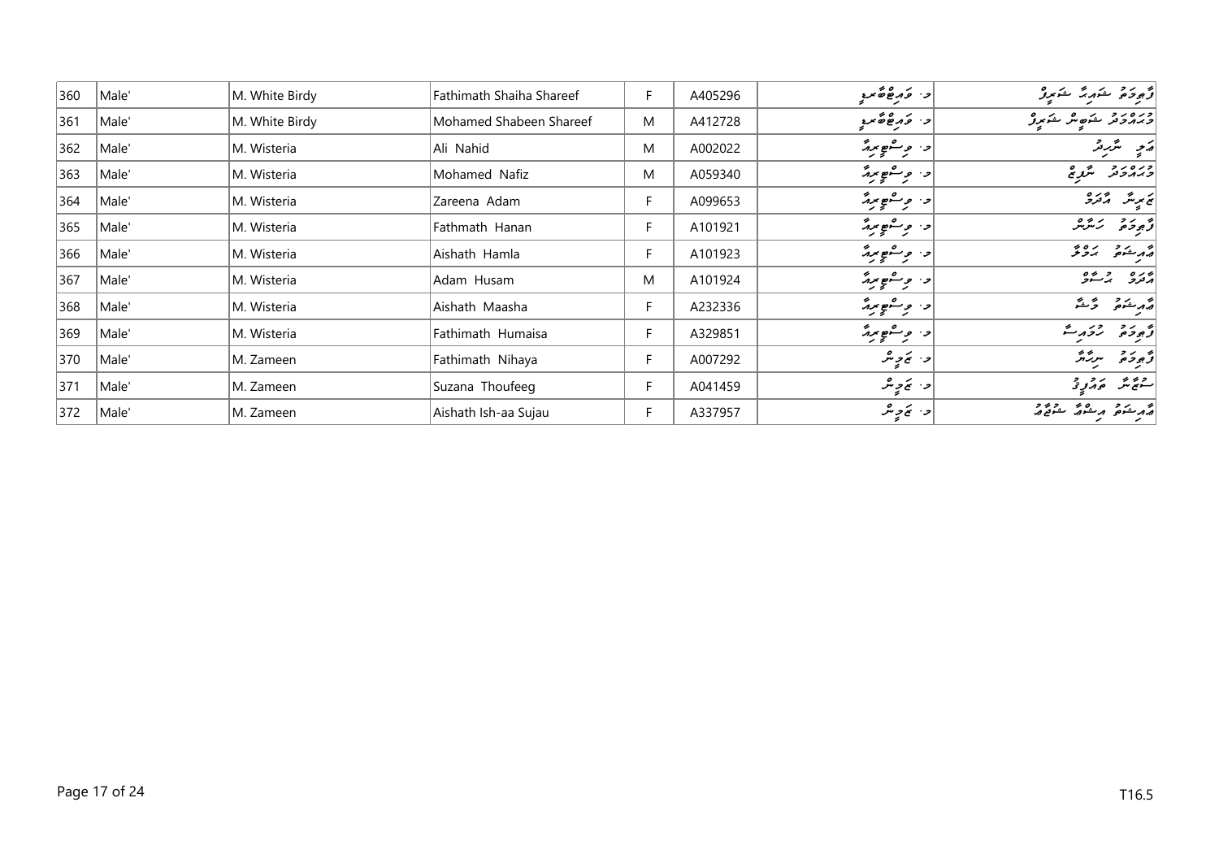| 360 | Male' | M. White Birdy | Fathimath Shaiha Shareef | F | A405296 | މ. ވައިޓްބާޑީ | ފާތިމަތު ޝައިހާ ޝަރީފް |
|---|---|---|---|---|---|---|---|
| 361 | Male' | M. White Birdy | Mohamed Shabeen Shareef | M | A412728 | މ. ވައިޓްބާޑީ | މުހައްމަދު ޝަބީން ޝަރީފް |
| 362 | Male' | M. Wisteria | Ali Nahid | M | A002022 | މ. ވިސްޓީރިއާ | އަލި ނާހިދު |
| 363 | Male' | M. Wisteria | Mohamed Nafiz | M | A059340 | މ. ވިސްޓީރިއާ | މުހައްމަދު ނާފިޒު |
| 364 | Male' | M. Wisteria | Zareena Adam | F | A099653 | މ. ވިސްޓީރިއާ | ޒަރީނާ އާދަމް |
| 365 | Male' | M. Wisteria | Fathmath Hanan | F | A101921 | މ. ވިސްޓީރިއާ | ފާތިމަތު ހަނާން |
| 366 | Male' | M. Wisteria | Aishath Hamla | F | A101923 | މ. ވިސްޓީރިއާ | އާއިޝަތު ހަމްލާ |
| 367 | Male' | M. Wisteria | Adam Husam | M | A101924 | މ. ވިސްޓީރިއާ | އާދަމް ހުސާމް |
| 368 | Male' | M. Wisteria | Aishath Maasha | F | A232336 | މ. ވިސްޓީރިއާ | އާއިޝަތު މާޝާ |
| 369 | Male' | M. Wisteria | Fathimath Humaisa | F | A329851 | މ. ވިސްޓީރިއާ | ފާތިމަތު ހުމައިސާ |
| 370 | Male' | M. Zameen | Fathimath Nihaya | F | A007292 | މ. ޒަމީން | ފާތިމަތު ނިހާޔާ |
| 371 | Male' | M. Zameen | Suzana Thoufeeg | F | A041459 | މ. ޒަމީން | ސޫޒާނާ ތައުފީގު |
| 372 | Male' | M. Zameen | Aishath Ish-aa Sujau | F | A337957 | މ. ޒަމީން | އާއިޝަތު އިށްޝާ ސުޖާއު |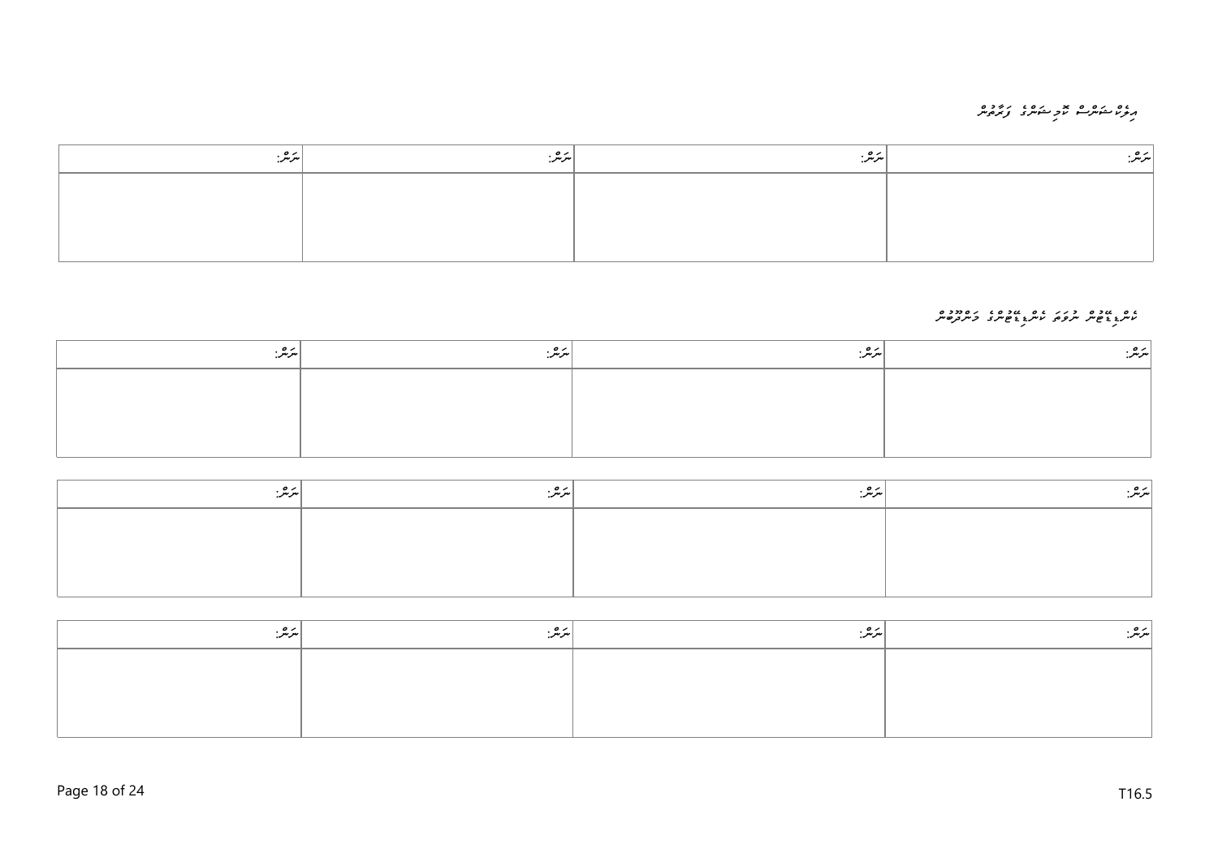# ދިވެހި ބަސް ކާމިޔަބު ފަރާތް

| ނަންބަރު: | ނަންބަރު: | ނަންބަރު: | ނަންބަރު: |
|---|---|---|---|
| | | | |

## އެންމެ ގިނަ ޖަވާބު ދިން ތިން ފަރާތް

| ނަންބަރު: | ނަންބަރު: | ނަންބަރު: | ނަންބަރު: |
|---|---|---|---|
| | | | |

| ނަންބަރު: | ނަންބަރު: | ނަންބަރު: | ނަންބަރު: |
|---|---|---|---|
| | | | |

| ނަންބަރު: | ނަންބަރު: | ނަންބަރު: | ނަންބަރު: |
|---|---|---|---|
| | | | |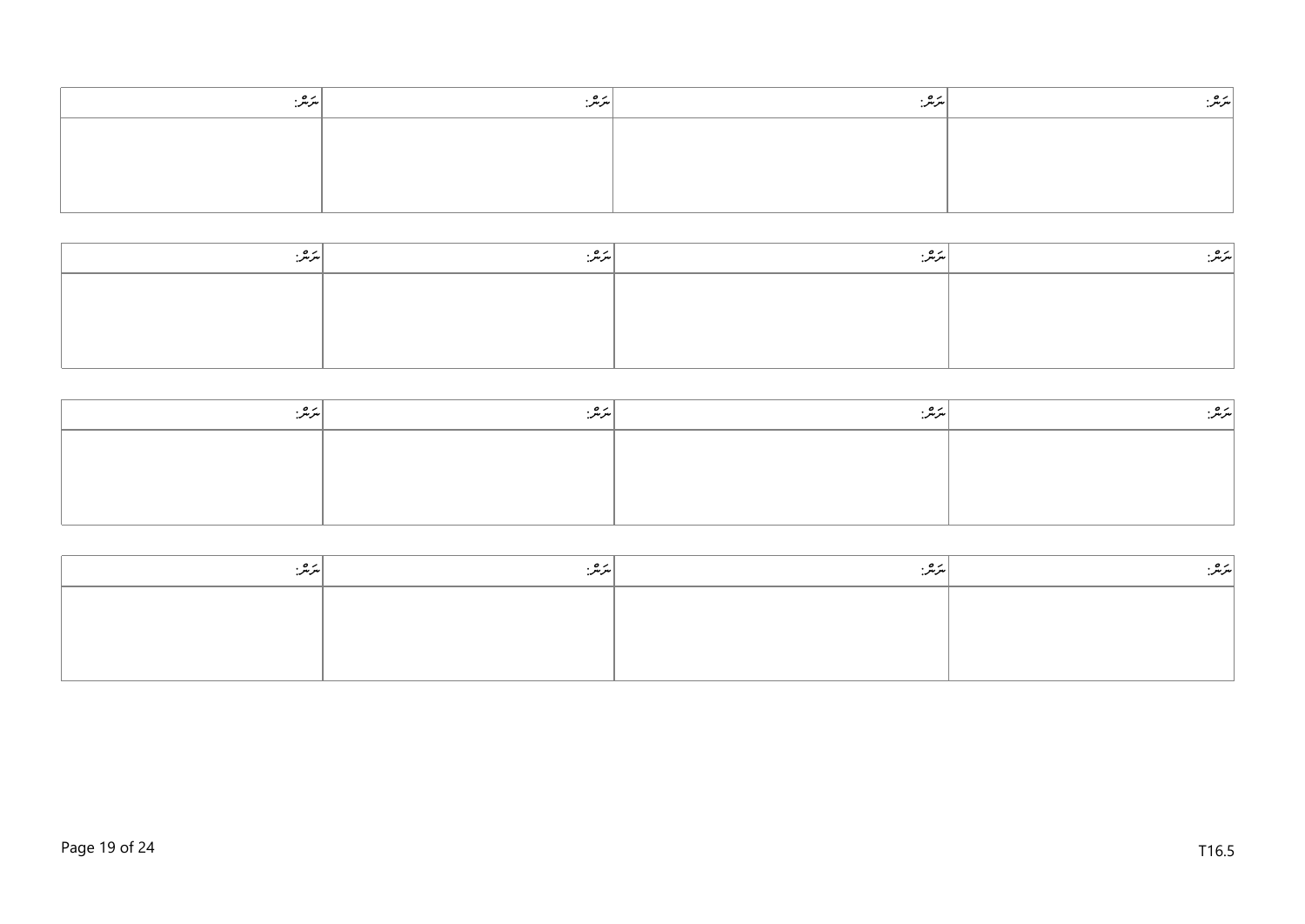| ނަރަދ: | ނަރަދ: | ނަރަދ: | ނަރަދ: |
| --- | --- | --- | --- |
| | | | |

| ނަރަދ: | ނަރަދ: | ނަރަދ: | ނަރަދ: |
| --- | --- | --- | --- |
| | | | |

| ނަރަދ: | ނަރަދ: | ނަރަދ: | ނަރަދ: |
| --- | --- | --- | --- |
| | | | |

| ނަރަދ: | ނަރަދ: | ނަރަދ: | ނަރަދ: |
| --- | --- | --- | --- |
| | | | |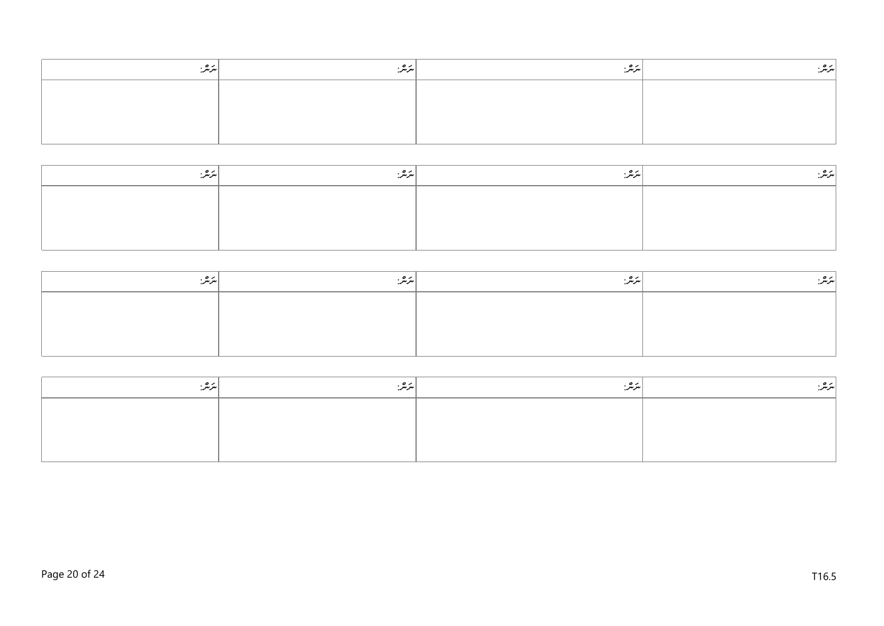| ނަރުދ: | ނަރުދ: | ނަރުދ: | ނަރުދ: |
| --- | --- | --- | --- |
| | | | |

| ނަރުދ: | ނަރުދ: | ނަރުދ: | ނަރުދ: |
| --- | --- | --- | --- |
| | | | |

| ނަރުދ: | ނަރުދ: | ނަރުދ: | ނަރުދ: |
| --- | --- | --- | --- |
| | | | |

| ނަރުދ: | ނަރުދ: | ނަރުދ: | ނަރުދ: |
| --- | --- | --- | --- |
| | | | |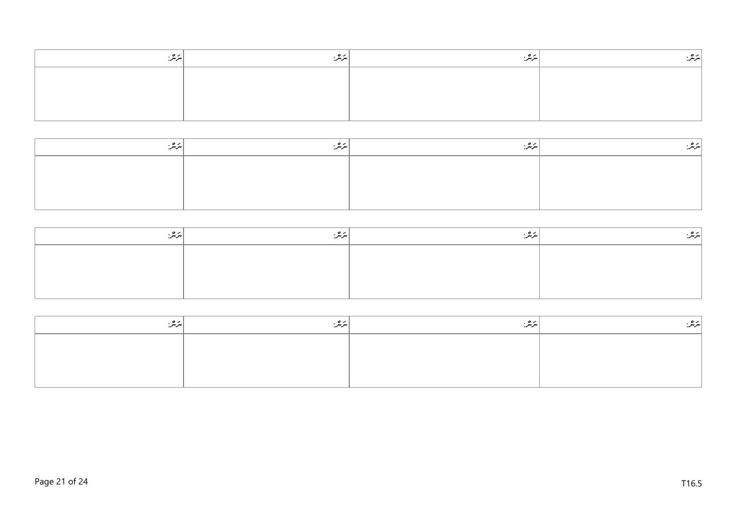| ނަރުތި: | ނަރުތި: | ނަރުތި: | ނަރުތި: |
| --- | --- | --- | --- |
| | | | |

| ނަރުތި: | ނަރުތި: | ނަރުތި: | ނަރުތި: |
| --- | --- | --- | --- |
| | | | |

| ނަރުތި: | ނަރުތި: | ނަރުތި: | ނަރުތި: |
| --- | --- | --- | --- |
| | | | |

| ނަރުތި: | ނަރުތި: | ނަރުތި: | ނަރުތި: |
| --- | --- | --- | --- |
| | | | |

T16.5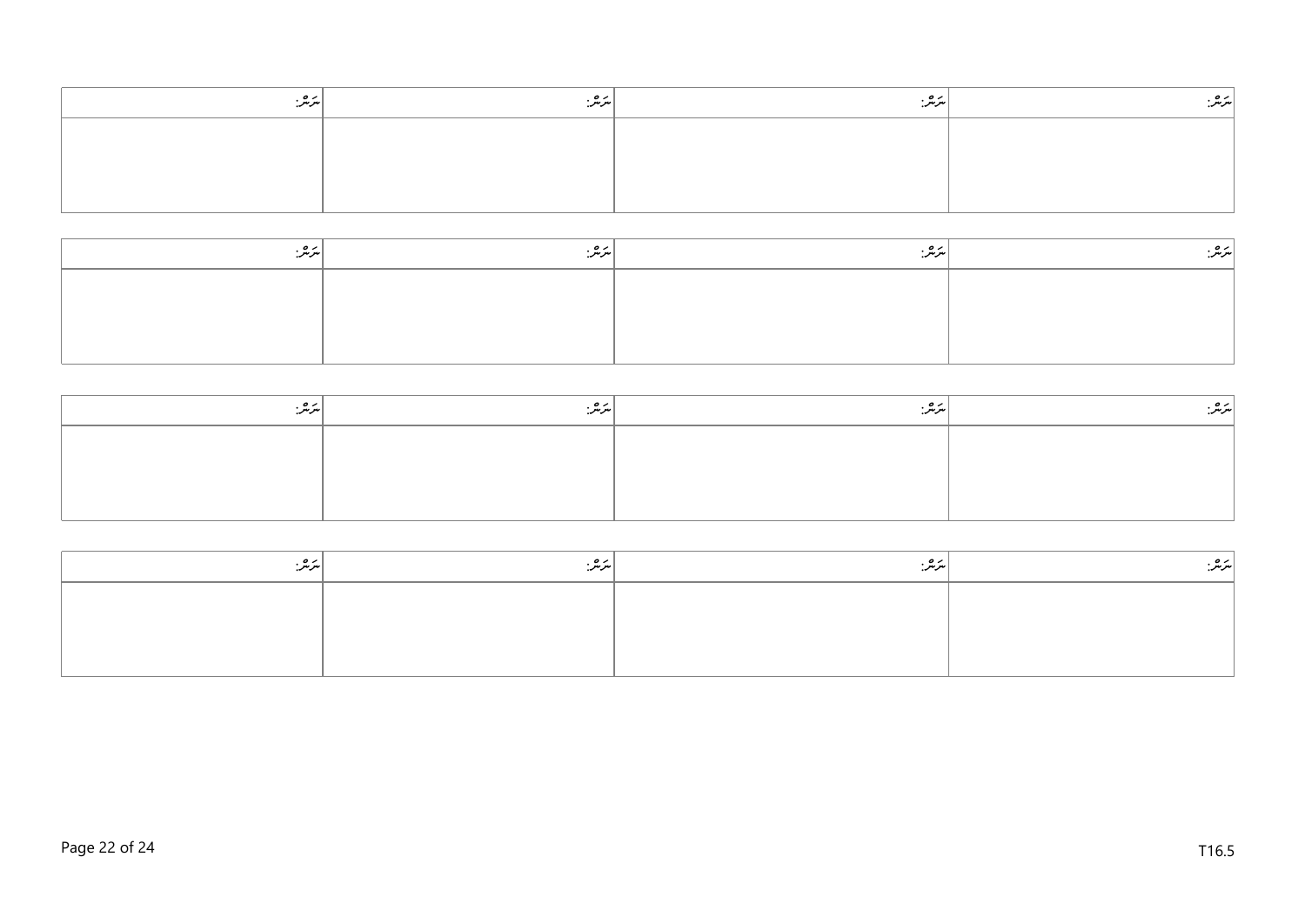| ނަންބް: | ނަންބް: | ނަންބް: | ނަންބް: |
|---|---|---|---|
| | | | |

| ނަންބް: | ނަންބް: | ނަންބް: | ނަންބް: |
|---|---|---|---|
| | | | |

| ނަންބް: | ނަންބް: | ނަންބް: | ނަންބް: |
|---|---|---|---|
| | | | |

| ނަންބް: | ނަންބް: | ނަންބް: | ނަންބް: |
|---|---|---|---|
| | | | |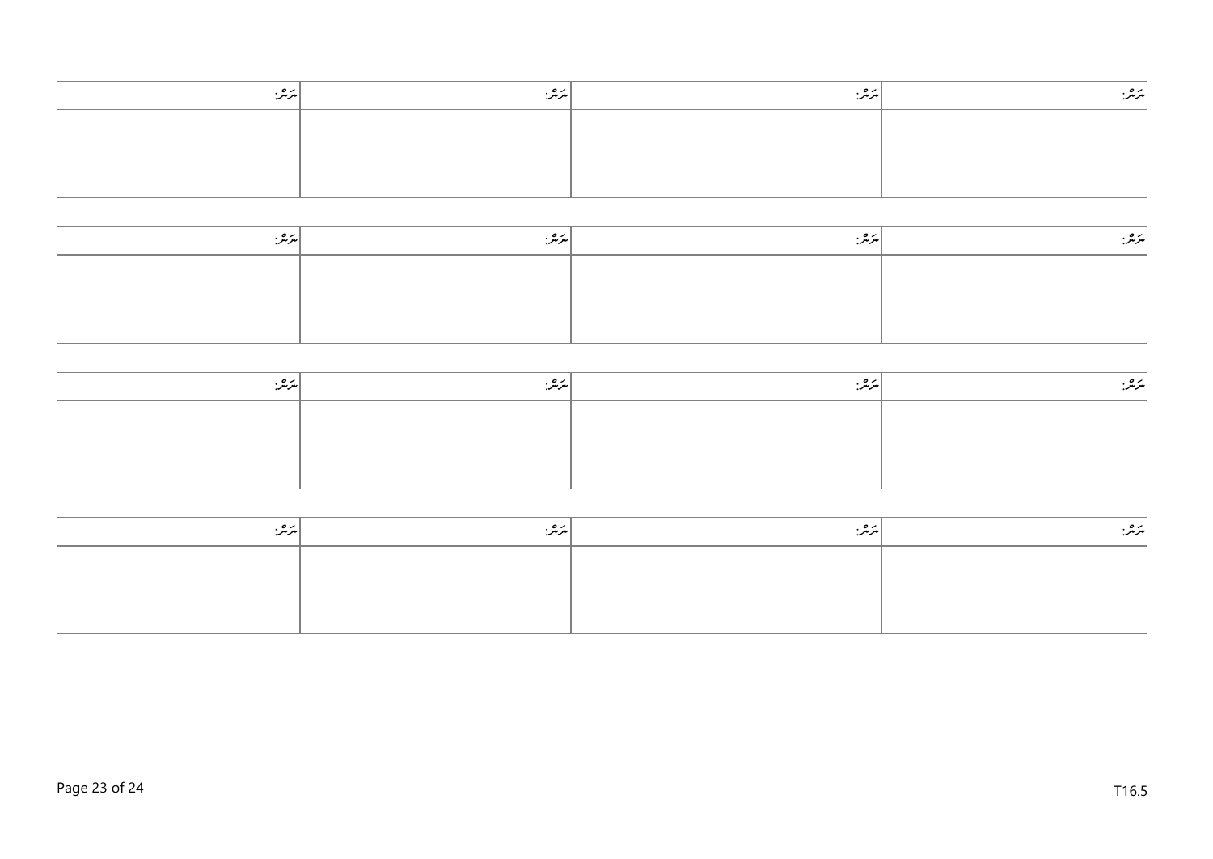| ނަރުދ: | ނަރުދ: | ނަރުދ: | ނަރުދ: |
| --- | --- | --- | --- |
| | | | |

| ނަރުދ: | ނަރުދ: | ނަރުދ: | ނަރުދ: |
| --- | --- | --- | --- |
| | | | |

| ނަރުދ: | ނަރުދ: | ނަރުދ: | ނަރުދ: |
| --- | --- | --- | --- |
| | | | |

| ނަރުދ: | ނަރުދ: | ނަރުދ: | ނަރުދ: |
| --- | --- | --- | --- |
| | | | |

T16.5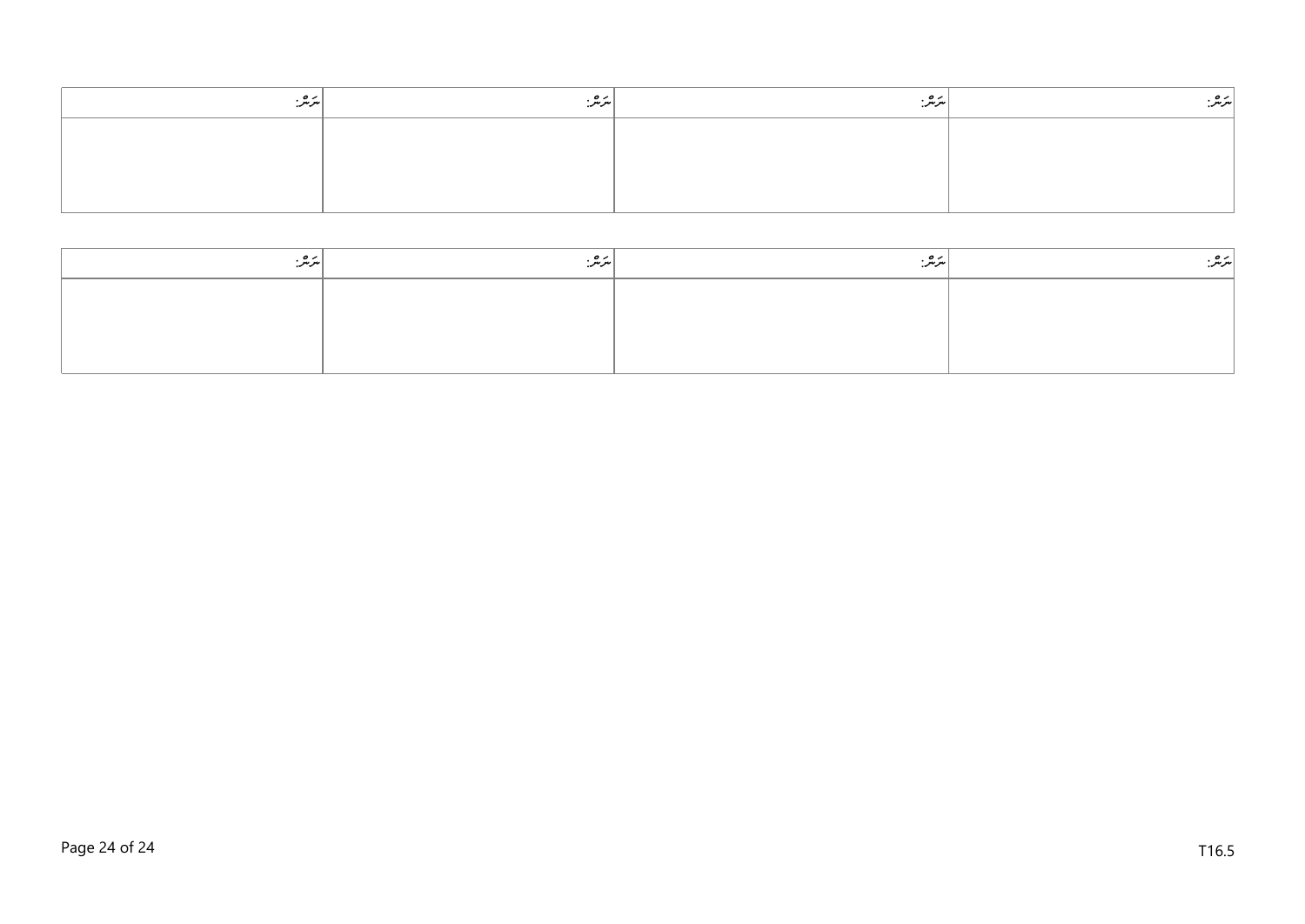| ނަރުދ: | ނަރުދ: | ނަރުދ: | ނަރުދ: |
| --- | --- | --- | --- |
| | | | |

| ނަރުދ: | ނަރުދ: | ނަރުދ: | ނަރުދ: |
| --- | --- | --- | --- |
| | | | |

T16.5